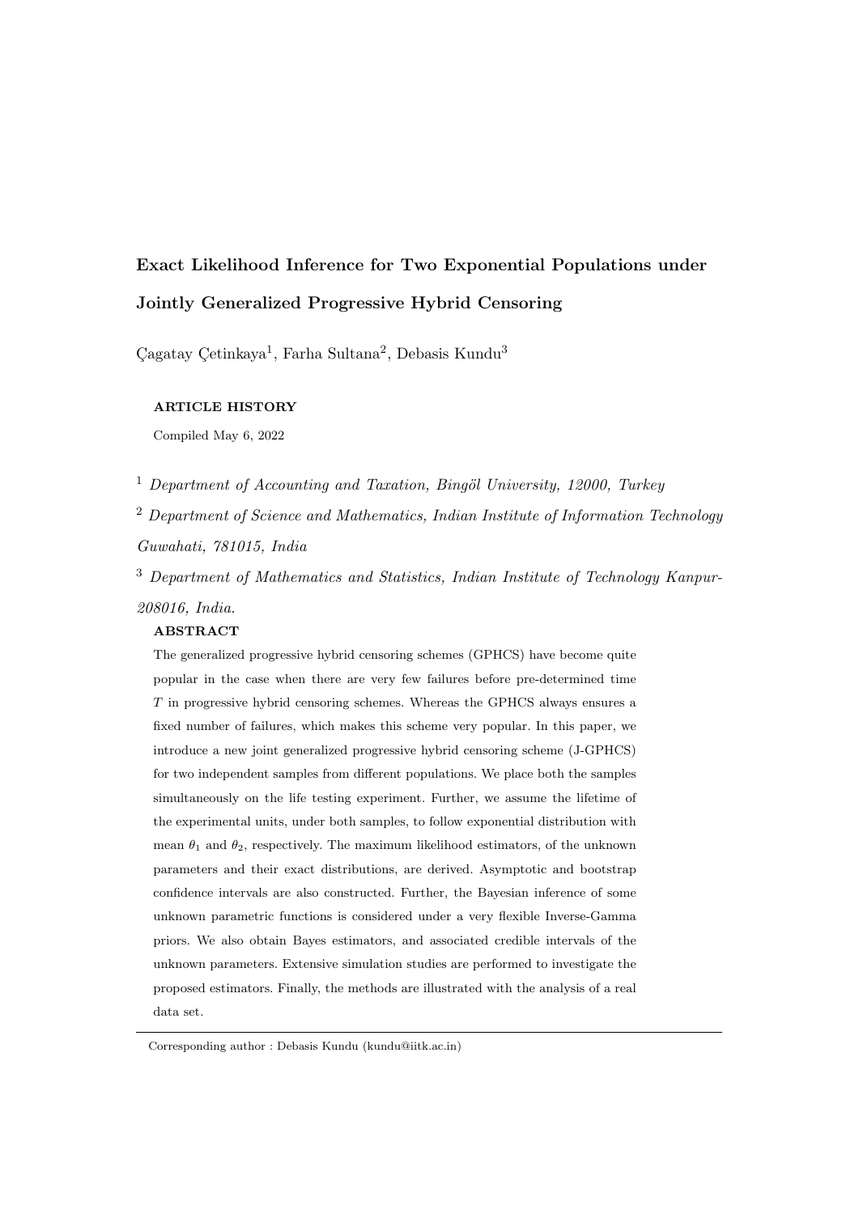# Exact Likelihood Inference for Two Exponential Populations under Jointly Generalized Progressive Hybrid Censoring

Çagatay Çetinkaya[1], Farha Sultana[2], Debasis Kundu[3]

**ARTICLE HISTORY**

Compiled May 6, 2022

[1] *Department of Accounting and Taxation, Bingöl University, 12000, Turkey*

[2] *Department of Science and Mathematics, Indian Institute of Information Technology Guwahati, 781015, India*

[3] *Department of Mathematics and Statistics, Indian Institute of Technology Kanpur-208016, India.*

**ABSTRACT**

The generalized progressive hybrid censoring schemes (GPHCS) have become quite popular in the case when there are very few failures before pre-determined time $T$ in progressive hybrid censoring schemes. Whereas the GPHCS always ensures a fixed number of failures, which makes this scheme very popular. In this paper, we introduce a new joint generalized progressive hybrid censoring scheme (J-GPHCS) for two independent samples from different populations. We place both the samples simultaneously on the life testing experiment. Further, we assume the lifetime of the experimental units, under both samples, to follow exponential distribution with mean $\theta_1$ and $\theta_2$, respectively. The maximum likelihood estimators, of the unknown parameters and their exact distributions, are derived. Asymptotic and bootstrap confidence intervals are also constructed. Further, the Bayesian inference of some unknown parametric functions is considered under a very flexible Inverse-Gamma priors. We also obtain Bayes estimators, and associated credible intervals of the unknown parameters. Extensive simulation studies are performed to investigate the proposed estimators. Finally, the methods are illustrated with the analysis of a real data set.

---

Corresponding author : Debasis Kundu (kundu@iitk.ac.in)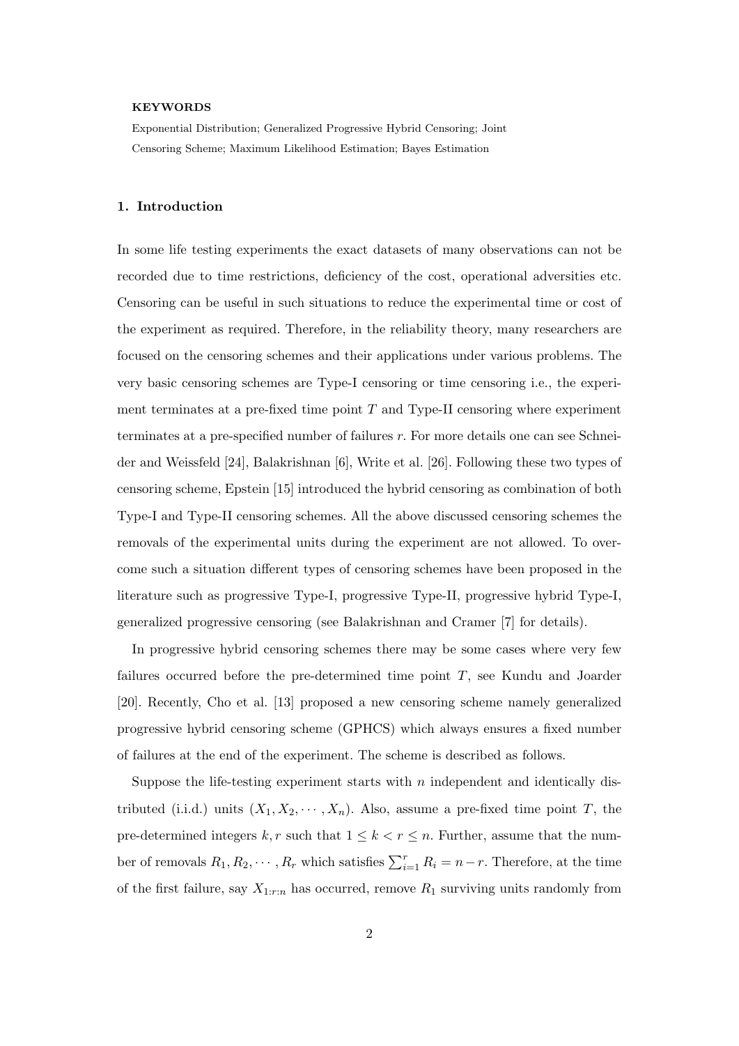**KEYWORDS**

Exponential Distribution; Generalized Progressive Hybrid Censoring; Joint Censoring Scheme; Maximum Likelihood Estimation; Bayes Estimation

## 1. Introduction

In some life testing experiments the exact datasets of many observations can not be recorded due to time restrictions, deficiency of the cost, operational adversities etc. Censoring can be useful in such situations to reduce the experimental time or cost of the experiment as required. Therefore, in the reliability theory, many researchers are focused on the censoring schemes and their applications under various problems. The very basic censoring schemes are Type-I censoring or time censoring i.e., the experiment terminates at a pre-fixed time point $T$ and Type-II censoring where experiment terminates at a pre-specified number of failures $r$. For more details one can see Schneider and Weissfeld [24], Balakrishnan [6], Write et al. [26]. Following these two types of censoring scheme, Epstein [15] introduced the hybrid censoring as combination of both Type-I and Type-II censoring schemes. All the above discussed censoring schemes the removals of the experimental units during the experiment are not allowed. To overcome such a situation different types of censoring schemes have been proposed in the literature such as progressive Type-I, progressive Type-II, progressive hybrid Type-I, generalized progressive censoring (see Balakrishnan and Cramer [7] for details).

In progressive hybrid censoring schemes there may be some cases where very few failures occurred before the pre-determined time point $T$, see Kundu and Joarder [20]. Recently, Cho et al. [13] proposed a new censoring scheme namely generalized progressive hybrid censoring scheme (GPHCS) which always ensures a fixed number of failures at the end of the experiment. The scheme is described as follows.

Suppose the life-testing experiment starts with $n$ independent and identically distributed (i.i.d.) units $(X_1, X_2, \cdots, X_n)$. Also, assume a pre-fixed time point $T$, the pre-determined integers $k, r$ such that $1 \leq k < r \leq n$. Further, assume that the number of removals $R_1, R_2, \cdots, R_r$ which satisfies $\sum_{i=1}^{r} R_i = n - r$. Therefore, at the time of the first failure, say $X_{1:r:n}$ has occurred, remove $R_1$ surviving units randomly from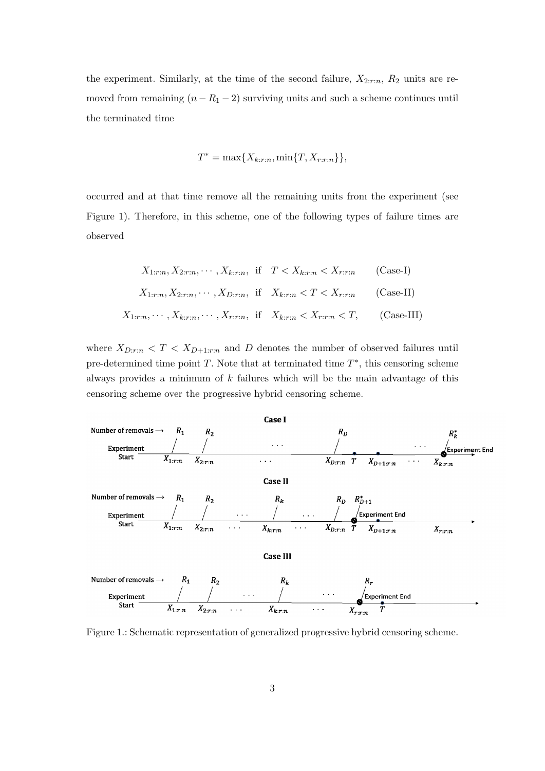the experiment. Similarly, at the time of the second failure, $X_{2:r:n}$, $R_2$ units are removed from remaining $(n - R_1 - 2)$ surviving units and such a scheme continues until the terminated time

$$T^* = \max\{X_{k:r:n}, \min\{T, X_{r:r:n}\}\},$$

occurred and at that time remove all the remaining units from the experiment (see Figure 1). Therefore, in this scheme, one of the following types of failure times are observed

$$
\begin{aligned}
&X_{1:r:n}, X_{2:r:n}, \cdots, X_{k:r:n}, \text{ if } \quad T < X_{k:r:n} < X_{r:r:n} \qquad \text{(Case-I)}\\
&X_{1:r:n}, X_{2:r:n}, \cdots, X_{D:r:n}, \text{ if } \quad X_{k:r:n} < T < X_{r:r:n} \qquad \text{(Case-II)}\\
&X_{1:r:n}, \cdots, X_{k:r:n}, \cdots, X_{r:r:n}, \text{ if } \quad X_{k:r:n} < X_{r:r:n} < T, \qquad \text{(Case-III)}
\end{aligned}
$$

where $X_{D:r:n} < T < X_{D+1:r:n}$ and $D$ denotes the number of observed failures until pre-determined time point $T$. Note that at terminated time $T^*$, this censoring scheme always provides a minimum of $k$ failures which will be the main advantage of this censoring scheme over the progressive hybrid censoring scheme.

Figure 1.: Schematic representation of generalized progressive hybrid censoring scheme.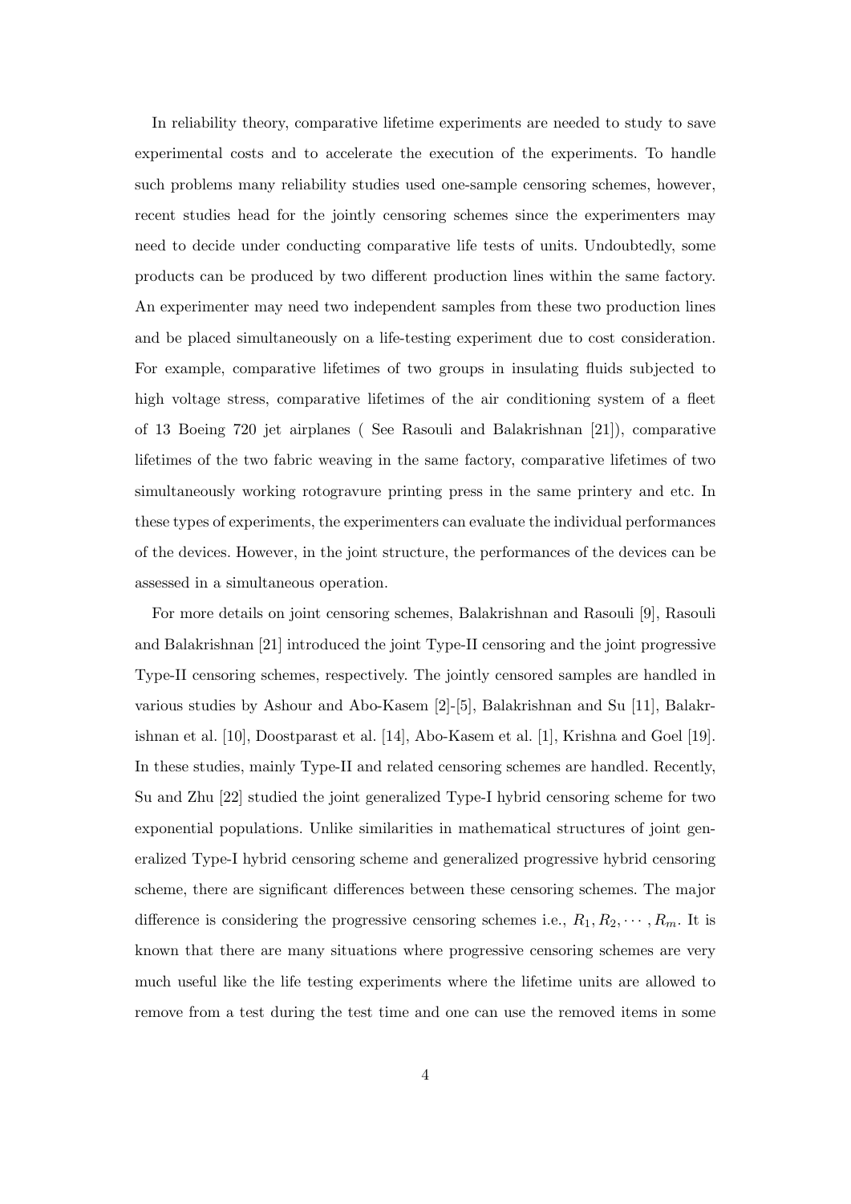In reliability theory, comparative lifetime experiments are needed to study to save experimental costs and to accelerate the execution of the experiments. To handle such problems many reliability studies used one-sample censoring schemes, however, recent studies head for the jointly censoring schemes since the experimenters may need to decide under conducting comparative life tests of units. Undoubtedly, some products can be produced by two different production lines within the same factory. An experimenter may need two independent samples from these two production lines and be placed simultaneously on a life-testing experiment due to cost consideration. For example, comparative lifetimes of two groups in insulating fluids subjected to high voltage stress, comparative lifetimes of the air conditioning system of a fleet of 13 Boeing 720 jet airplanes ( See Rasouli and Balakrishnan [21]), comparative lifetimes of the two fabric weaving in the same factory, comparative lifetimes of two simultaneously working rotogravure printing press in the same printery and etc. In these types of experiments, the experimenters can evaluate the individual performances of the devices. However, in the joint structure, the performances of the devices can be assessed in a simultaneous operation.

For more details on joint censoring schemes, Balakrishnan and Rasouli [9], Rasouli and Balakrishnan [21] introduced the joint Type-II censoring and the joint progressive Type-II censoring schemes, respectively. The jointly censored samples are handled in various studies by Ashour and Abo-Kasem [2]-[5], Balakrishnan and Su [11], Balakrishnan et al. [10], Doostparast et al. [14], Abo-Kasem et al. [1], Krishna and Goel [19]. In these studies, mainly Type-II and related censoring schemes are handled. Recently, Su and Zhu [22] studied the joint generalized Type-I hybrid censoring scheme for two exponential populations. Unlike similarities in mathematical structures of joint generalized Type-I hybrid censoring scheme and generalized progressive hybrid censoring scheme, there are significant differences between these censoring schemes. The major difference is considering the progressive censoring schemes i.e., $R_1, R_2, \cdots, R_m$. It is known that there are many situations where progressive censoring schemes are very much useful like the life testing experiments where the lifetime units are allowed to remove from a test during the test time and one can use the removed items in some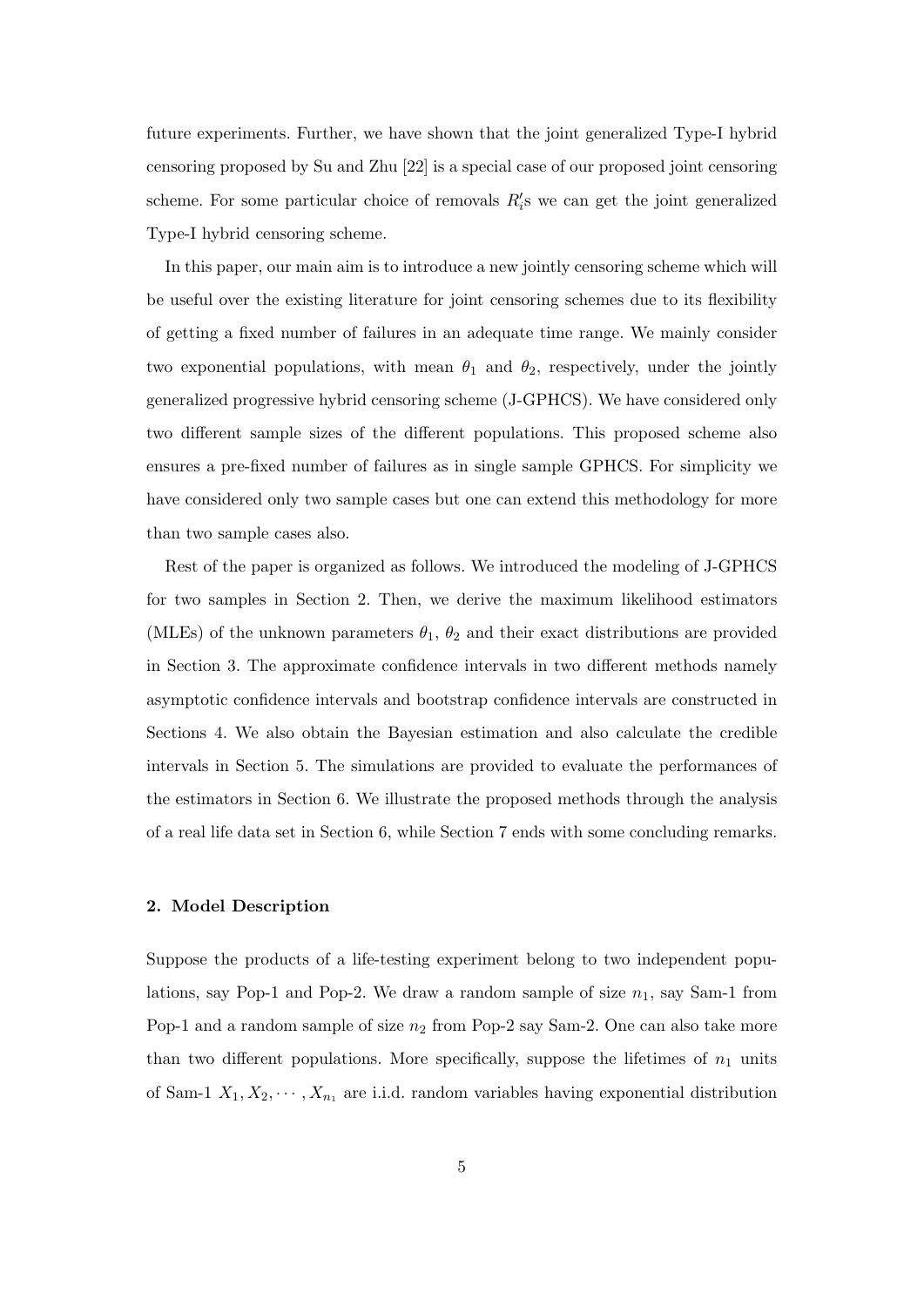future experiments. Further, we have shown that the joint generalized Type-I hybrid censoring proposed by Su and Zhu [22] is a special case of our proposed joint censoring scheme. For some particular choice of removals $R_i'$s we can get the joint generalized Type-I hybrid censoring scheme.

In this paper, our main aim is to introduce a new jointly censoring scheme which will be useful over the existing literature for joint censoring schemes due to its flexibility of getting a fixed number of failures in an adequate time range. We mainly consider two exponential populations, with mean $\theta_1$ and $\theta_2$, respectively, under the jointly generalized progressive hybrid censoring scheme (J-GPHCS). We have considered only two different sample sizes of the different populations. This proposed scheme also ensures a pre-fixed number of failures as in single sample GPHCS. For simplicity we have considered only two sample cases but one can extend this methodology for more than two sample cases also.

Rest of the paper is organized as follows. We introduced the modeling of J-GPHCS for two samples in Section 2. Then, we derive the maximum likelihood estimators (MLEs) of the unknown parameters $\theta_1$, $\theta_2$ and their exact distributions are provided in Section 3. The approximate confidence intervals in two different methods namely asymptotic confidence intervals and bootstrap confidence intervals are constructed in Sections 4. We also obtain the Bayesian estimation and also calculate the credible intervals in Section 5. The simulations are provided to evaluate the performances of the estimators in Section 6. We illustrate the proposed methods through the analysis of a real life data set in Section 6, while Section 7 ends with some concluding remarks.

## 2. Model Description

Suppose the products of a life-testing experiment belong to two independent populations, say Pop-1 and Pop-2. We draw a random sample of size $n_1$, say Sam-1 from Pop-1 and a random sample of size $n_2$ from Pop-2 say Sam-2. One can also take more than two different populations. More specifically, suppose the lifetimes of $n_1$ units of Sam-1 $X_1, X_2, \cdots, X_{n_1}$ are i.i.d. random variables having exponential distribution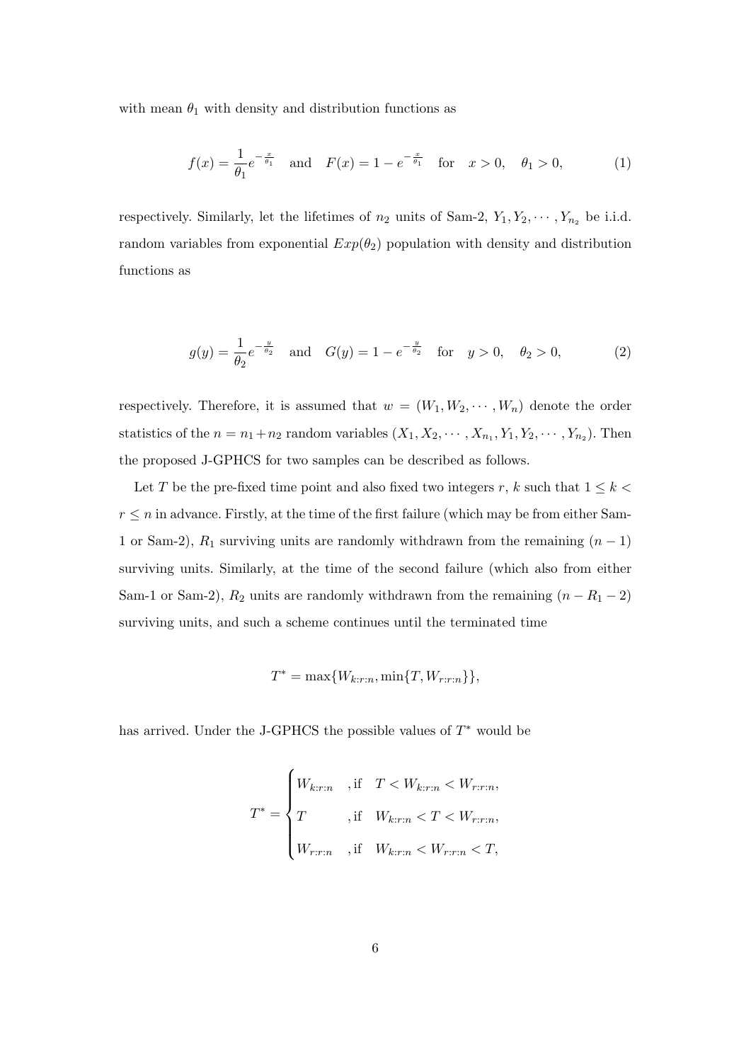with mean $\theta_1$ with density and distribution functions as

$$f(x) = \frac{1}{\theta_1} e^{-\frac{x}{\theta_1}} \quad \text{and} \quad F(x) = 1 - e^{-\frac{x}{\theta_1}} \quad \text{for} \quad x > 0, \quad \theta_1 > 0, \tag{1}$$

respectively. Similarly, let the lifetimes of $n_2$ units of Sam-2, $Y_1, Y_2, \cdots, Y_{n_2}$ be i.i.d. random variables from exponential $Exp(\theta_2)$ population with density and distribution functions as

$$g(y) = \frac{1}{\theta_2} e^{-\frac{y}{\theta_2}} \quad \text{and} \quad G(y) = 1 - e^{-\frac{y}{\theta_2}} \quad \text{for} \quad y > 0, \quad \theta_2 > 0, \tag{2}$$

respectively. Therefore, it is assumed that $w = (W_1, W_2, \cdots, W_n)$ denote the order statistics of the $n = n_1 + n_2$ random variables $(X_1, X_2, \cdots, X_{n_1}, Y_1, Y_2, \cdots, Y_{n_2})$. Then the proposed J-GPHCS for two samples can be described as follows.

Let $T$ be the pre-fixed time point and also fixed two integers $r$, $k$ such that $1 \le k < r \le n$ in advance. Firstly, at the time of the first failure (which may be from either Sam-1 or Sam-2), $R_1$ surviving units are randomly withdrawn from the remaining $(n-1)$ surviving units. Similarly, at the time of the second failure (which also from either Sam-1 or Sam-2), $R_2$ units are randomly withdrawn from the remaining $(n - R_1 - 2)$ surviving units, and such a scheme continues until the terminated time

$$T^* = \max\{W_{k:r:n}, \min\{T, W_{r:r:n}\}\},$$

has arrived. Under the J-GPHCS the possible values of $T^*$ would be

$$T^* = \begin{cases} W_{k:r:n} & \text{, if} \quad T < W_{k:r:n} < W_{r:r:n}, \\ T & \text{, if} \quad W_{k:r:n} < T < W_{r:r:n}, \\ W_{r:r:n} & \text{, if} \quad W_{k:r:n} < W_{r:r:n} < T, \end{cases}$$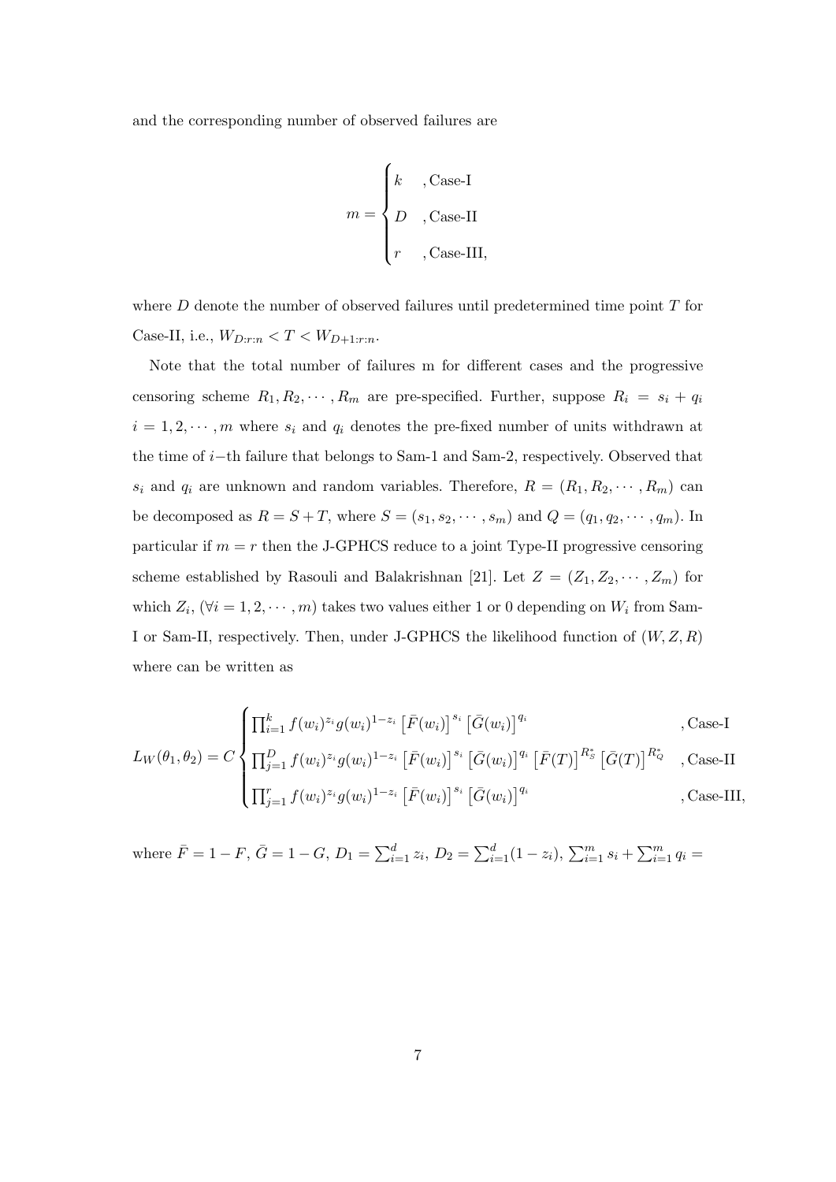and the corresponding number of observed failures are

$$m = \begin{cases} k & ,\text{Case-I} \\ D & ,\text{Case-II} \\ r & ,\text{Case-III,} \end{cases}$$

where $D$ denote the number of observed failures until predetermined time point $T$ for Case-II, i.e., $W_{D:r:n} < T < W_{D+1:r:n}$.

Note that the total number of failures m for different cases and the progressive censoring scheme $R_1, R_2, \cdots, R_m$ are pre-specified. Further, suppose $R_i = s_i + q_i$ $i = 1, 2, \cdots, m$ where $s_i$ and $q_i$ denotes the pre-fixed number of units withdrawn at the time of $i-$th failure that belongs to Sam-1 and Sam-2, respectively. Observed that $s_i$ and $q_i$ are unknown and random variables. Therefore, $R = (R_1, R_2, \cdots, R_m)$ can be decomposed as $R = S + T$, where $S = (s_1, s_2, \cdots, s_m)$ and $Q = (q_1, q_2, \cdots, q_m)$. In particular if $m = r$ then the J-GPHCS reduce to a joint Type-II progressive censoring scheme established by Rasouli and Balakrishnan [21]. Let $Z = (Z_1, Z_2, \cdots, Z_m)$ for which $Z_i$, $(\forall i = 1, 2, \cdots, m)$ takes two values either 1 or 0 depending on $W_i$ from Sam-I or Sam-II, respectively. Then, under J-GPHCS the likelihood function of $(W, Z, R)$ where can be written as

$$L_W(\theta_1, \theta_2) = C \begin{cases} \prod_{i=1}^{k} f(w_i)^{z_i} g(w_i)^{1-z_i} \left[\bar{F}(w_i)\right]^{s_i} \left[\bar{G}(w_i)\right]^{q_i} & ,\text{Case-I} \\ \prod_{j=1}^{D} f(w_i)^{z_i} g(w_i)^{1-z_i} \left[\bar{F}(w_i)\right]^{s_i} \left[\bar{G}(w_i)\right]^{q_i} \left[\bar{F}(T)\right]^{R_S^*} \left[\bar{G}(T)\right]^{R_Q^*} & ,\text{Case-II} \\ \prod_{j=1}^{r} f(w_i)^{z_i} g(w_i)^{1-z_i} \left[\bar{F}(w_i)\right]^{s_i} \left[\bar{G}(w_i)\right]^{q_i} & ,\text{Case-III,} \end{cases}$$

where $\bar{F} = 1 - F$, $\bar{G} = 1 - G$, $D_1 = \sum_{i=1}^{d} z_i$, $D_2 = \sum_{i=1}^{d}(1 - z_i)$, $\sum_{i=1}^{m} s_i + \sum_{i=1}^{m} q_i =$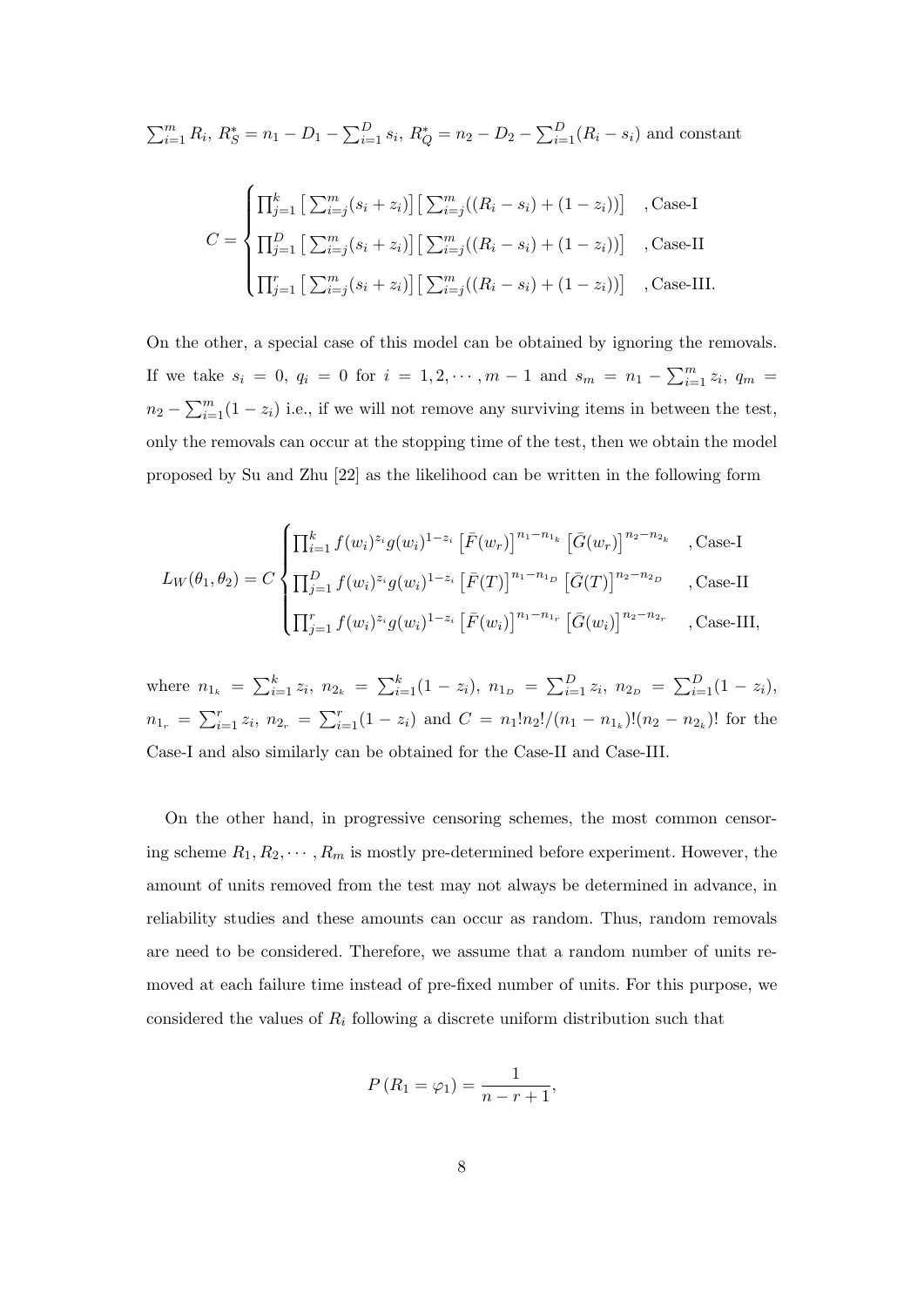$\sum_{i=1}^{m} R_i$, $R_S^* = n_1 - D_1 - \sum_{i=1}^{D} s_i$, $R_Q^* = n_2 - D_2 - \sum_{i=1}^{D}(R_i - s_i)$ and constant

$$C = \begin{cases} \prod_{j=1}^{k} \left[ \sum_{i=j}^{m} (s_i + z_i) \right] \left[ \sum_{i=j}^{m} ((R_i - s_i) + (1 - z_i)) \right] & \text{, Case-I} \\ \prod_{j=1}^{D} \left[ \sum_{i=j}^{m} (s_i + z_i) \right] \left[ \sum_{i=j}^{m} ((R_i - s_i) + (1 - z_i)) \right] & \text{, Case-II} \\ \prod_{j=1}^{r} \left[ \sum_{i=j}^{m} (s_i + z_i) \right] \left[ \sum_{i=j}^{m} ((R_i - s_i) + (1 - z_i)) \right] & \text{, Case-III.} \end{cases}$$

On the other, a special case of this model can be obtained by ignoring the removals. If we take $s_i = 0$, $q_i = 0$ for $i = 1, 2, \cdots, m-1$ and $s_m = n_1 - \sum_{i=1}^{m} z_i$, $q_m = n_2 - \sum_{i=1}^{m}(1 - z_i)$ i.e., if we will not remove any surviving items in between the test, only the removals can occur at the stopping time of the test, then we obtain the model proposed by Su and Zhu [22] as the likelihood can be written in the following form

$$L_W(\theta_1, \theta_2) = C \begin{cases} \prod_{i=1}^{k} f(w_i)^{z_i} g(w_i)^{1-z_i} \left[ \bar{F}(w_r) \right]^{n_1 - n_{1_k}} \left[ \bar{G}(w_r) \right]^{n_2 - n_{2_k}} & \text{, Case-I} \\ \prod_{j=1}^{D} f(w_i)^{z_i} g(w_i)^{1-z_i} \left[ \bar{F}(T) \right]^{n_1 - n_{1_D}} \left[ \bar{G}(T) \right]^{n_2 - n_{2_D}} & \text{, Case-II} \\ \prod_{j=1}^{r} f(w_i)^{z_i} g(w_i)^{1-z_i} \left[ \bar{F}(w_i) \right]^{n_1 - n_{1_r}} \left[ \bar{G}(w_i) \right]^{n_2 - n_{2_r}} & \text{, Case-III,} \end{cases}$$

where $n_{1_k} = \sum_{i=1}^{k} z_i$, $n_{2_k} = \sum_{i=1}^{k}(1 - z_i)$, $n_{1_D} = \sum_{i=1}^{D} z_i$, $n_{2_D} = \sum_{i=1}^{D}(1 - z_i)$, $n_{1_r} = \sum_{i=1}^{r} z_i$, $n_{2_r} = \sum_{i=1}^{r}(1 - z_i)$ and $C = n_1! n_2! / (n_1 - n_{1_k})! (n_2 - n_{2_k})!$ for the Case-I and also similarly can be obtained for the Case-II and Case-III.

On the other hand, in progressive censoring schemes, the most common censoring scheme $R_1, R_2, \cdots, R_m$ is mostly pre-determined before experiment. However, the amount of units removed from the test may not always be determined in advance, in reliability studies and these amounts can occur as random. Thus, random removals are need to be considered. Therefore, we assume that a random number of units removed at each failure time instead of pre-fixed number of units. For this purpose, we considered the values of $R_i$ following a discrete uniform distribution such that

$$P\left(R_1 = \varphi_1\right) = \frac{1}{n - r + 1},$$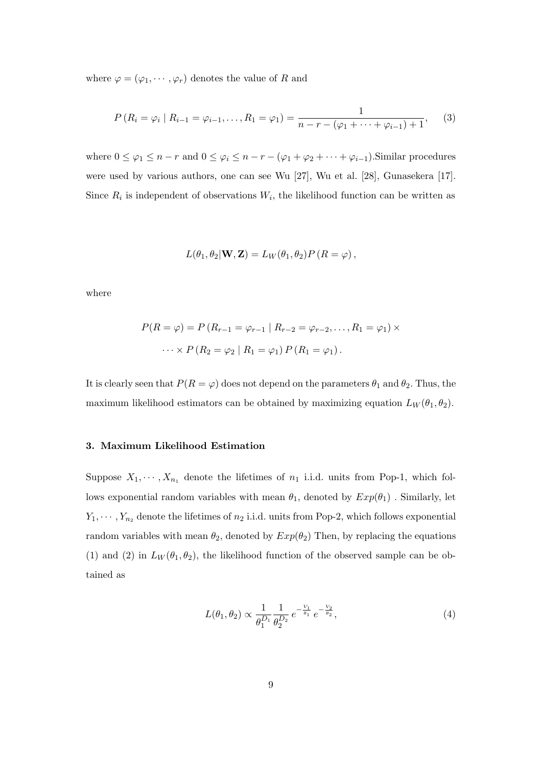where $\varphi = (\varphi_1, \cdots, \varphi_r)$ denotes the value of $R$ and

$$P(R_i = \varphi_i \mid R_{i-1} = \varphi_{i-1}, \ldots, R_1 = \varphi_1) = \frac{1}{n - r - (\varphi_1 + \cdots + \varphi_{i-1}) + 1}, \tag{3}$$

where $0 \leq \varphi_1 \leq n - r$ and $0 \leq \varphi_i \leq n - r - (\varphi_1 + \varphi_2 + \cdots + \varphi_{i-1})$.Similar procedures were used by various authors, one can see Wu [27], Wu et al. [28], Gunasekera [17]. Since $R_i$ is independent of observations $W_i$, the likelihood function can be written as

$$L(\theta_1, \theta_2 | \mathbf{W}, \mathbf{Z}) = L_W(\theta_1, \theta_2) P(R = \varphi),$$

where

$$P(R = \varphi) = P(R_{r-1} = \varphi_{r-1} \mid R_{r-2} = \varphi_{r-2}, \ldots, R_1 = \varphi_1) \times \\ \cdots \times P(R_2 = \varphi_2 \mid R_1 = \varphi_1) P(R_1 = \varphi_1).$$

It is clearly seen that $P(R = \varphi)$ does not depend on the parameters $\theta_1$ and $\theta_2$. Thus, the maximum likelihood estimators can be obtained by maximizing equation $L_W(\theta_1, \theta_2)$.

## 3. Maximum Likelihood Estimation

Suppose $X_1, \cdots, X_{n_1}$ denote the lifetimes of $n_1$ i.i.d. units from Pop-1, which follows exponential random variables with mean $\theta_1$, denoted by $Exp(\theta_1)$ . Similarly, let $Y_1, \cdots, Y_{n_2}$ denote the lifetimes of $n_2$ i.i.d. units from Pop-2, which follows exponential random variables with mean $\theta_2$, denoted by $Exp(\theta_2)$ Then, by replacing the equations (1) and (2) in $L_W(\theta_1, \theta_2)$, the likelihood function of the observed sample can be obtained as

$$L(\theta_1, \theta_2) \propto \frac{1}{\theta_1^{D_1}} \frac{1}{\theta_2^{D_2}} e^{-\frac{V_1}{\theta_1}} e^{-\frac{V_2}{\theta_2}}, \tag{4}$$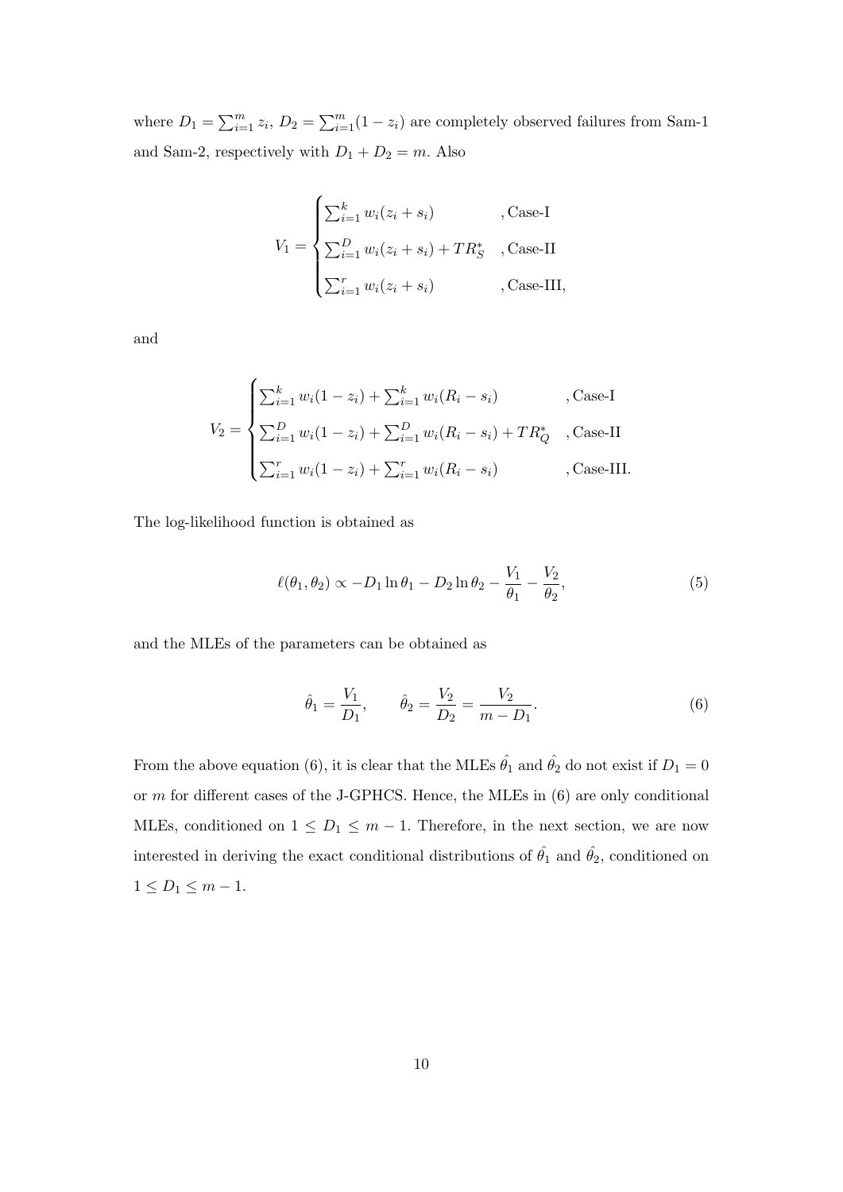where $D_1 = \sum_{i=1}^{m} z_i$, $D_2 = \sum_{i=1}^{m}(1 - z_i)$ are completely observed failures from Sam-1 and Sam-2, respectively with $D_1 + D_2 = m$. Also

$$
V_1 = \begin{cases} \sum_{i=1}^{k} w_i(z_i + s_i) & \text{, Case-I} \\ \sum_{i=1}^{D} w_i(z_i + s_i) + TR_S^* & \text{, Case-II} \\ \sum_{i=1}^{r} w_i(z_i + s_i) & \text{, Case-III,} \end{cases}
$$

and

$$
V_2 = \begin{cases} \sum_{i=1}^{k} w_i(1 - z_i) + \sum_{i=1}^{k} w_i(R_i - s_i) & \text{, Case-I} \\ \sum_{i=1}^{D} w_i(1 - z_i) + \sum_{i=1}^{D} w_i(R_i - s_i) + TR_Q^* & \text{, Case-II} \\ \sum_{i=1}^{r} w_i(1 - z_i) + \sum_{i=1}^{r} w_i(R_i - s_i) & \text{, Case-III.} \end{cases}
$$

The log-likelihood function is obtained as

$$
\ell(\theta_1, \theta_2) \propto -D_1 \ln \theta_1 - D_2 \ln \theta_2 - \frac{V_1}{\theta_1} - \frac{V_2}{\theta_2}, \tag{5}
$$

and the MLEs of the parameters can be obtained as

$$
\hat{\theta}_1 = \frac{V_1}{D_1}, \qquad \hat{\theta}_2 = \frac{V_2}{D_2} = \frac{V_2}{m - D_1}. \tag{6}
$$

From the above equation (6), it is clear that the MLEs $\hat{\theta}_1$ and $\hat{\theta}_2$ do not exist if $D_1 = 0$ or $m$ for different cases of the J-GPHCS. Hence, the MLEs in (6) are only conditional MLEs, conditioned on $1 \leq D_1 \leq m - 1$. Therefore, in the next section, we are now interested in deriving the exact conditional distributions of $\hat{\theta}_1$ and $\hat{\theta}_2$, conditioned on $1 \leq D_1 \leq m - 1$.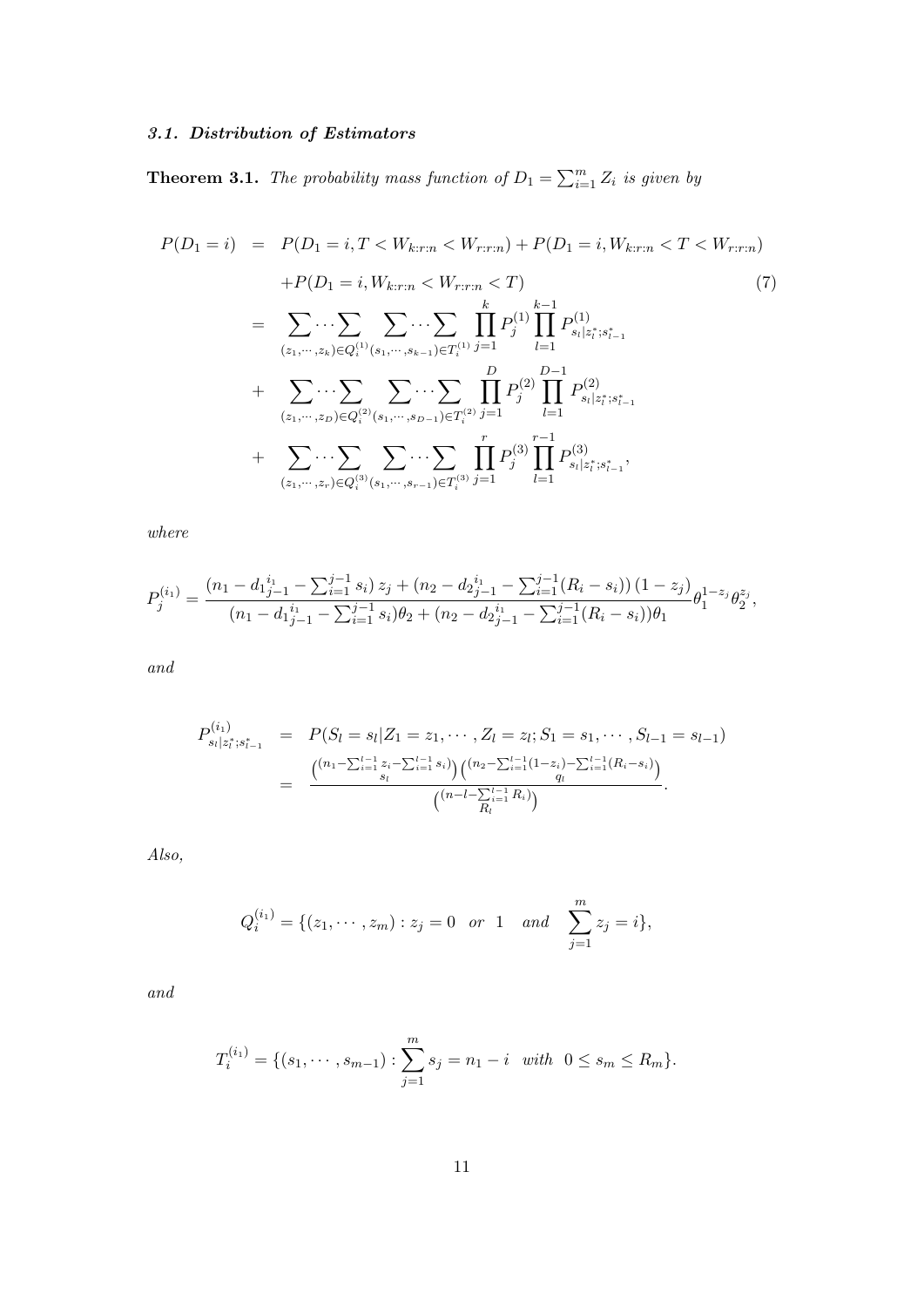### 3.1. Distribution of Estimators

**Theorem 3.1.** *The probability mass function of $D_1 = \sum_{i=1}^{m} Z_i$ is given by*

$$
\begin{aligned}
P(D_1 = i) &= P(D_1 = i, T < W_{k:r:n} < W_{r:r:n}) + P(D_1 = i, W_{k:r:n} < T < W_{r:r:n}) \\
&\quad + P(D_1 = i, W_{k:r:n} < W_{r:r:n} < T) \qquad (7) \\
&= \sum \cdots \sum_{(z_1,\cdots,z_k)\in Q_i^{(1)}} \sum \cdots \sum_{(s_1,\cdots,s_{k-1})\in T_i^{(1)}} \prod_{j=1}^{k} P_j^{(1)} \prod_{l=1}^{k-1} P^{(1)}_{s_l|z_l^*;s_{l-1}^*} \\
&+ \sum \cdots \sum_{(z_1,\cdots,z_D)\in Q_i^{(2)}} \sum \cdots \sum_{(s_1,\cdots,s_{D-1})\in T_i^{(2)}} \prod_{j=1}^{D} P_j^{(2)} \prod_{l=1}^{D-1} P^{(2)}_{s_l|z_l^*;s_{l-1}^*} \\
&+ \sum \cdots \sum_{(z_1,\cdots,z_r)\in Q_i^{(3)}} \sum \cdots \sum_{(s_1,\cdots,s_{r-1})\in T_i^{(3)}} \prod_{j=1}^{r} P_j^{(3)} \prod_{l=1}^{r-1} P^{(3)}_{s_l|z_l^*;s_{l-1}^*},
\end{aligned}
$$

*where*

$$
P_j^{(i_1)} = \frac{(n_1 - d_{1\,j-1}^{\,i_1} - \sum_{i=1}^{j-1} s_i)\, z_j + (n_2 - d_{2\,j-1}^{\,i_1} - \sum_{i=1}^{j-1}(R_i - s_i))\,(1 - z_j)}{(n_1 - d_{1\,j-1}^{\,i_1} - \sum_{i=1}^{j-1} s_i)\theta_2 + (n_2 - d_{2\,j-1}^{\,i_1} - \sum_{i=1}^{j-1}(R_i - s_i))\theta_1} \theta_1^{1-z_j} \theta_2^{z_j},
$$

*and*

$$
\begin{aligned}
P^{(i_1)}_{s_l|z_l^*;s_{l-1}^*} &= P(S_l = s_l | Z_1 = z_1, \cdots, Z_l = z_l; S_1 = s_1, \cdots, S_{l-1} = s_{l-1}) \\
&= \frac{\binom{n_1 - \sum_{i=1}^{l-1} z_i - \sum_{i=1}^{l-1} s_i}{s_l} \binom{n_2 - \sum_{i=1}^{l-1}(1-z_i) - \sum_{i=1}^{l-1}(R_i - s_i)}{q_l}}{\binom{n - l - \sum_{i=1}^{l-1} R_i}{R_l}}.
\end{aligned}
$$

*Also,*

$$
Q_i^{(i_1)} = \{(z_1, \cdots, z_m) : z_j = 0 \quad or \quad 1 \quad and \quad \sum_{j=1}^{m} z_j = i\},
$$

*and*

$$
T_i^{(i_1)} = \{(s_1, \cdots, s_{m-1}) : \sum_{j=1}^{m} s_j = n_1 - i \quad with \quad 0 \leq s_m \leq R_m\}.
$$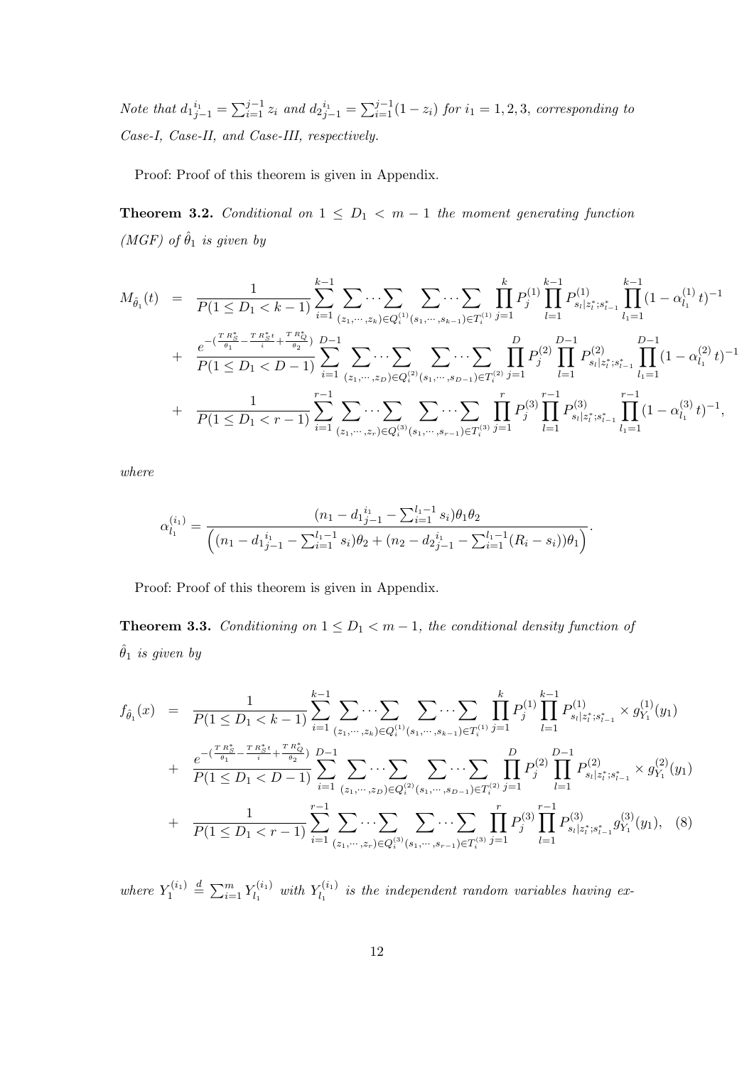*Note that* ${d_1}^{i_1}_{j-1} = \sum_{i=1}^{j-1} z_i$ *and* ${d_2}^{i_1}_{j-1} = \sum_{i=1}^{j-1}(1 - z_i)$ *for* $i_1 = 1, 2, 3$, *corresponding to Case-I, Case-II, and Case-III, respectively.*

Proof: Proof of this theorem is given in Appendix.

**Theorem 3.2.** *Conditional on* $1 \leq D_1 < m - 1$ *the moment generating function (MGF) of* $\hat{\theta}_1$ *is given by*

$$
\begin{aligned}
M_{\hat{\theta}_1}(t) &= \frac{1}{P(1 \leq D_1 < k-1)} \sum_{i=1}^{k-1} \sum_{(z_1,\cdots,z_k)\in Q_i^{(1)}} \cdots \sum \sum_{(s_1,\cdots,s_{k-1})\in T_i^{(1)}} \cdots \sum \prod_{j=1}^{k} P_j^{(1)} \prod_{l=1}^{k-1} P^{(1)}_{s_l|z_l^*;s_{l-1}^*} \prod_{l_1=1}^{k-1} (1 - \alpha_{l_1}^{(1)}\, t)^{-1} \\
&+ \frac{e^{-(\frac{TR_S^*}{\theta_1} - \frac{TR_S^* t}{i} + \frac{TR_Q^*}{\theta_2})}}{P(1 \leq D_1 < D-1)} \sum_{i=1}^{D-1} \sum_{(z_1,\cdots,z_D)\in Q_i^{(2)}} \cdots \sum \sum_{(s_1,\cdots,s_{D-1})\in T_i^{(2)}} \cdots \sum \prod_{j=1}^{D} P_j^{(2)} \prod_{l=1}^{D-1} P^{(2)}_{s_l|z_l^*;s_{l-1}^*} \prod_{l_1=1}^{D-1} (1 - \alpha_{l_1}^{(2)}\, t)^{-1} \\
&+ \frac{1}{P(1 \leq D_1 < r-1)} \sum_{i=1}^{r-1} \sum_{(z_1,\cdots,z_r)\in Q_i^{(3)}} \cdots \sum \sum_{(s_1,\cdots,s_{r-1})\in T_i^{(3)}} \cdots \sum \prod_{j=1}^{r} P_j^{(3)} \prod_{l=1}^{r-1} P^{(3)}_{s_l|z_l^*;s_{l-1}^*} \prod_{l_1=1}^{r-1} (1 - \alpha_{l_1}^{(3)}\, t)^{-1},
\end{aligned}
$$

*where*

$$
\alpha_{l_1}^{(i_1)} = \frac{(n_1 - {d_1}^{i_1}_{j-1} - \sum_{i=1}^{l_1-1} s_i)\theta_1\theta_2}{\left((n_1 - {d_1}^{i_1}_{j-1} - \sum_{i=1}^{l_1-1} s_i)\theta_2 + (n_2 - {d_2}^{i_1}_{j-1} - \sum_{i=1}^{l_1-1}(R_i - s_i))\theta_1\right)}.
$$

Proof: Proof of this theorem is given in Appendix.

**Theorem 3.3.** *Conditioning on* $1 \leq D_1 < m - 1$, *the conditional density function of* $\hat{\theta}_1$ *is given by*

$$
\begin{aligned}
f_{\hat{\theta}_1}(x) &= \frac{1}{P(1 \leq D_1 < k-1)} \sum_{i=1}^{k-1} \sum_{(z_1,\cdots,z_k)\in Q_i^{(1)}} \cdots \sum \sum_{(s_1,\cdots,s_{k-1})\in T_i^{(1)}} \cdots \sum \prod_{j=1}^{k} P_j^{(1)} \prod_{l=1}^{k-1} P^{(1)}_{s_l|z_l^*;s_{l-1}^*} \times g_{Y_1}^{(1)}(y_1) \\
&+ \frac{e^{-(\frac{TR_S^*}{\theta_1} - \frac{TR_S^* t}{i} + \frac{TR_Q^*}{\theta_2})}}{P(1 \leq D_1 < D-1)} \sum_{i=1}^{D-1} \sum_{(z_1,\cdots,z_D)\in Q_i^{(2)}} \cdots \sum \sum_{(s_1,\cdots,s_{D-1})\in T_i^{(2)}} \cdots \sum \prod_{j=1}^{D} P_j^{(2)} \prod_{l=1}^{D-1} P^{(2)}_{s_l|z_l^*;s_{l-1}^*} \times g_{Y_1}^{(2)}(y_1) \\
&+ \frac{1}{P(1 \leq D_1 < r-1)} \sum_{i=1}^{r-1} \sum_{(z_1,\cdots,z_r)\in Q_i^{(3)}} \cdots \sum \sum_{(s_1,\cdots,s_{r-1})\in T_i^{(3)}} \cdots \sum \prod_{j=1}^{r} P_j^{(3)} \prod_{l=1}^{r-1} P^{(3)}_{s_l|z_l^*;s_{l-1}^*} g_{Y_1}^{(3)}(y_1), \quad (8)
\end{aligned}
$$

*where* $Y_1^{(i_1)} \stackrel{d}{=} \sum_{i=1}^{m} Y_{l_1}^{(i_1)}$ *with* $Y_{l_1}^{(i_1)}$ *is the independent random variables having ex-*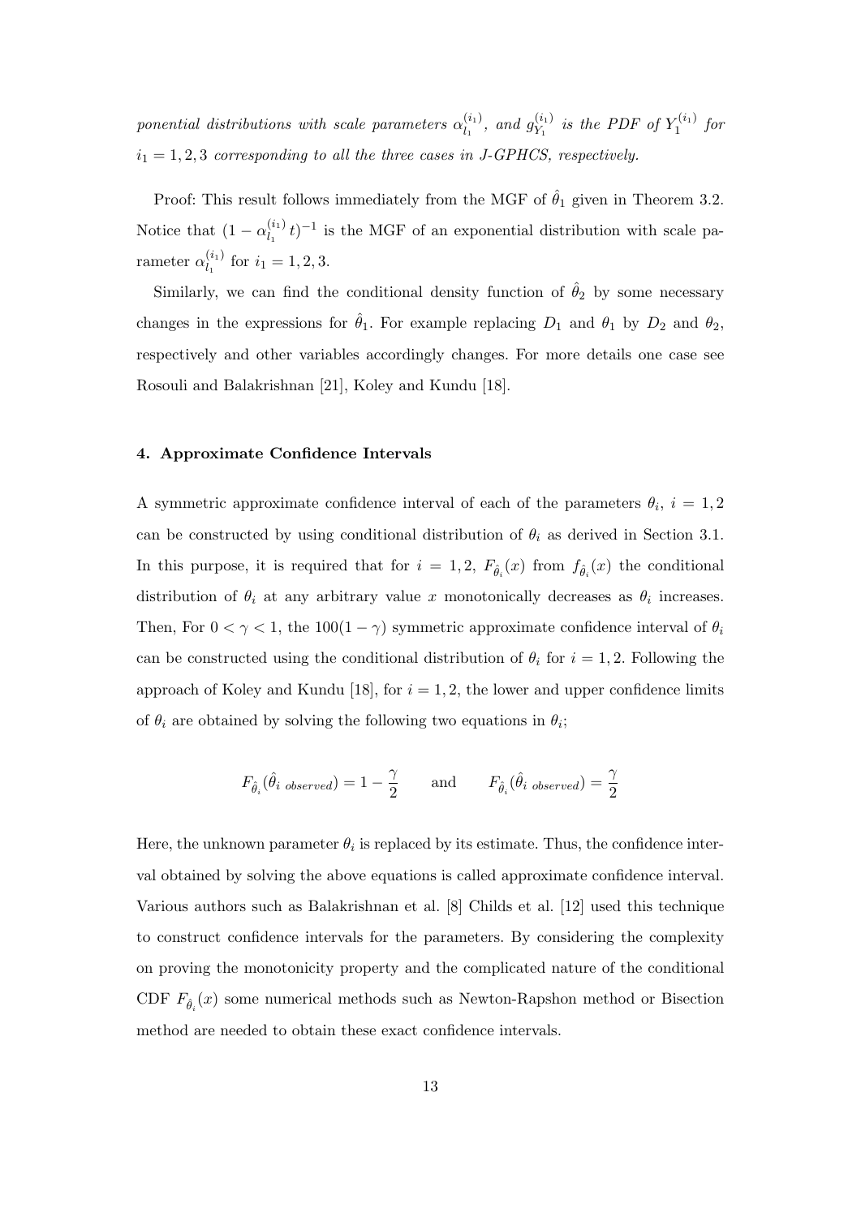*ponential distributions with scale parameters $\alpha_{l_1}^{(i_1)}$, and $g_{Y_1}^{(i_1)}$ is the PDF of $Y_1^{(i_1)}$ for $i_1 = 1, 2, 3$ corresponding to all the three cases in J-GPHCS, respectively.*

Proof: This result follows immediately from the MGF of $\hat{\theta}_1$ given in Theorem 3.2. Notice that $(1 - \alpha_{l_1}^{(i_1)} t)^{-1}$ is the MGF of an exponential distribution with scale parameter $\alpha_{l_1}^{(i_1)}$ for $i_1 = 1, 2, 3$.

Similarly, we can find the conditional density function of $\hat{\theta}_2$ by some necessary changes in the expressions for $\hat{\theta}_1$. For example replacing $D_1$ and $\theta_1$ by $D_2$ and $\theta_2$, respectively and other variables accordingly changes. For more details one case see Rosouli and Balakrishnan [21], Koley and Kundu [18].

#### 4. Approximate Confidence Intervals

A symmetric approximate confidence interval of each of the parameters $\theta_i$, $i = 1, 2$ can be constructed by using conditional distribution of $\theta_i$ as derived in Section 3.1. In this purpose, it is required that for $i = 1, 2$, $F_{\hat{\theta}_i}(x)$ from $f_{\hat{\theta}_i}(x)$ the conditional distribution of $\theta_i$ at any arbitrary value $x$ monotonically decreases as $\theta_i$ increases. Then, For $0 < \gamma < 1$, the $100(1 - \gamma)$ symmetric approximate confidence interval of $\theta_i$ can be constructed using the conditional distribution of $\theta_i$ for $i = 1, 2$. Following the approach of Koley and Kundu [18], for $i = 1, 2$, the lower and upper confidence limits of $\theta_i$ are obtained by solving the following two equations in $\theta_i$;

$$F_{\hat{\theta}_i}(\hat{\theta}_{i\ observed}) = 1 - \frac{\gamma}{2} \qquad \text{and} \qquad F_{\hat{\theta}_i}(\hat{\theta}_{i\ observed}) = \frac{\gamma}{2}$$

Here, the unknown parameter $\theta_i$ is replaced by its estimate. Thus, the confidence interval obtained by solving the above equations is called approximate confidence interval. Various authors such as Balakrishnan et al. [8] Childs et al. [12] used this technique to construct confidence intervals for the parameters. By considering the complexity on proving the monotonicity property and the complicated nature of the conditional CDF $F_{\hat{\theta}_i}(x)$ some numerical methods such as Newton-Rapshon method or Bisection method are needed to obtain these exact confidence intervals.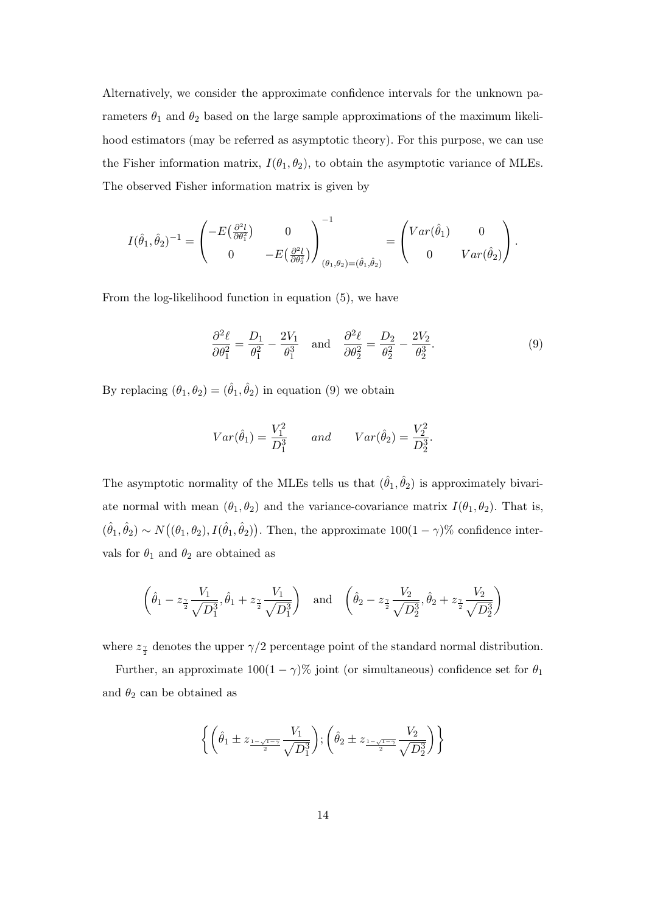Alternatively, we consider the approximate confidence intervals for the unknown parameters $\theta_1$ and $\theta_2$ based on the large sample approximations of the maximum likelihood estimators (may be referred as asymptotic theory). For this purpose, we can use the Fisher information matrix, $I(\theta_1, \theta_2)$, to obtain the asymptotic variance of MLEs. The observed Fisher information matrix is given by

$$I(\hat{\theta}_1, \hat{\theta}_2)^{-1} = \begin{pmatrix} -E\big(\frac{\partial^2 l}{\partial \theta_1^2}\big) & 0 \\ 0 & -E\big(\frac{\partial^2 l}{\partial \theta_2^2}\big) \end{pmatrix}^{-1}_{(\theta_1,\theta_2)=(\hat{\theta}_1,\hat{\theta}_2)} = \begin{pmatrix} Var(\hat{\theta}_1) & 0 \\ 0 & Var(\hat{\theta}_2) \end{pmatrix}.$$

From the log-likelihood function in equation (5), we have

$$\frac{\partial^2 \ell}{\partial \theta_1^2} = \frac{D_1}{\theta_1^2} - \frac{2V_1}{\theta_1^3} \quad \text{and} \quad \frac{\partial^2 \ell}{\partial \theta_2^2} = \frac{D_2}{\theta_2^2} - \frac{2V_2}{\theta_2^3}. \tag{9}$$

By replacing $(\theta_1, \theta_2) = (\hat{\theta}_1, \hat{\theta}_2)$ in equation (9) we obtain

$$Var(\hat{\theta}_1) = \frac{V_1^2}{D_1^3} \qquad and \qquad Var(\hat{\theta}_2) = \frac{V_2^2}{D_2^3}.$$

The asymptotic normality of the MLEs tells us that $(\hat{\theta}_1, \hat{\theta}_2)$ is approximately bivariate normal with mean $(\theta_1, \theta_2)$ and the variance-covariance matrix $I(\theta_1, \theta_2)$. That is, $(\hat{\theta}_1, \hat{\theta}_2) \sim N\big((\theta_1, \theta_2), I(\hat{\theta}_1, \hat{\theta}_2)\big)$. Then, the approximate $100(1-\gamma)\%$ confidence intervals for $\theta_1$ and $\theta_2$ are obtained as

$$\left(\hat{\theta}_1 - z_{\frac{\gamma}{2}} \frac{V_1}{\sqrt{D_1^3}}, \hat{\theta}_1 + z_{\frac{\gamma}{2}} \frac{V_1}{\sqrt{D_1^3}}\right) \quad \text{and} \quad \left(\hat{\theta}_2 - z_{\frac{\gamma}{2}} \frac{V_2}{\sqrt{D_2^3}}, \hat{\theta}_2 + z_{\frac{\gamma}{2}} \frac{V_2}{\sqrt{D_2^3}}\right)$$

where $z_{\frac{\gamma}{2}}$ denotes the upper $\gamma/2$ percentage point of the standard normal distribution.

Further, an approximate $100(1-\gamma)\%$ joint (or simultaneous) confidence set for $\theta_1$ and $\theta_2$ can be obtained as

$$\left\{ \left(\hat{\theta}_1 \pm z_{\frac{1-\sqrt{1-\gamma}}{2}} \frac{V_1}{\sqrt{D_1^3}}\right); \left(\hat{\theta}_2 \pm z_{\frac{1-\sqrt{1-\gamma}}{2}} \frac{V_2}{\sqrt{D_2^3}}\right) \right\}$$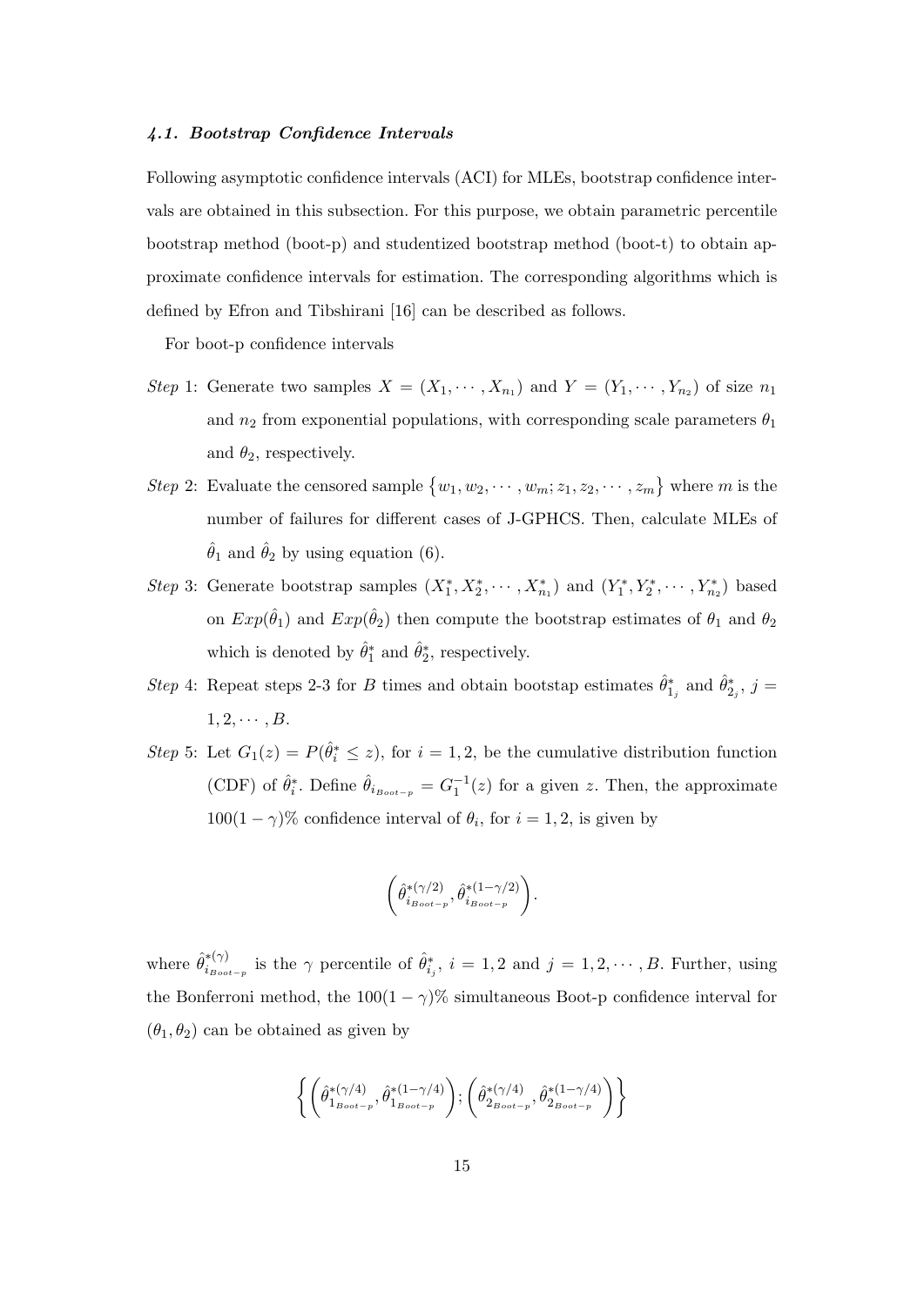#### *4.1. Bootstrap Confidence Intervals*

Following asymptotic confidence intervals (ACI) for MLEs, bootstrap confidence intervals are obtained in this subsection. For this purpose, we obtain parametric percentile bootstrap method (boot-p) and studentized bootstrap method (boot-t) to obtain approximate confidence intervals for estimation. The corresponding algorithms which is defined by Efron and Tibshirani [16] can be described as follows.

For boot-p confidence intervals

- *Step* 1: Generate two samples $X = (X_1, \cdots, X_{n_1})$ and $Y = (Y_1, \cdots, Y_{n_2})$ of size $n_1$ and $n_2$ from exponential populations, with corresponding scale parameters $\theta_1$ and $\theta_2$, respectively.
- *Step* 2: Evaluate the censored sample $\{w_1, w_2, \cdots, w_m; z_1, z_2, \cdots, z_m\}$ where $m$ is the number of failures for different cases of J-GPHCS. Then, calculate MLEs of $\hat{\theta}_1$ and $\hat{\theta}_2$ by using equation (6).
- *Step* 3: Generate bootstrap samples $(X_1^*, X_2^*, \cdots, X_{n_1}^*)$ and $(Y_1^*, Y_2^*, \cdots, Y_{n_2}^*)$ based on $Exp(\hat{\theta}_1)$ and $Exp(\hat{\theta}_2)$ then compute the bootstrap estimates of $\theta_1$ and $\theta_2$ which is denoted by $\hat{\theta}_1^*$ and $\hat{\theta}_2^*$, respectively.
- *Step* 4: Repeat steps 2-3 for $B$ times and obtain bootstap estimates $\hat{\theta}_{1_j}^*$ and $\hat{\theta}_{2_j}^*$, $j = 1, 2, \cdots, B$.
- *Step* 5: Let $G_1(z) = P(\hat{\theta}_i^* \leq z)$, for $i = 1, 2$, be the cumulative distribution function (CDF) of $\hat{\theta}_i^*$. Define $\hat{\theta}_{i_{Boot-p}} = G_1^{-1}(z)$ for a given $z$. Then, the approximate $100(1-\gamma)\%$ confidence interval of $\theta_i$, for $i = 1, 2$, is given by

$$\left(\hat{\theta}_{i_{Boot-p}}^{*(\gamma/2)}, \hat{\theta}_{i_{Boot-p}}^{*(1-\gamma/2)}\right).$$

where $\hat{\theta}_{i_{Boot-p}}^{*(\gamma)}$ is the $\gamma$ percentile of $\hat{\theta}_{i_j}^*$, $i = 1, 2$ and $j = 1, 2, \cdots, B$. Further, using the Bonferroni method, the $100(1-\gamma)\%$ simultaneous Boot-p confidence interval for $(\theta_1, \theta_2)$ can be obtained as given by

$$\left\{ \left(\hat{\theta}_{1_{Boot-p}}^{*(\gamma/4)}, \hat{\theta}_{1_{Boot-p}}^{*(1-\gamma/4)}\right); \left(\hat{\theta}_{2_{Boot-p}}^{*(\gamma/4)}, \hat{\theta}_{2_{Boot-p}}^{*(1-\gamma/4)}\right) \right\}$$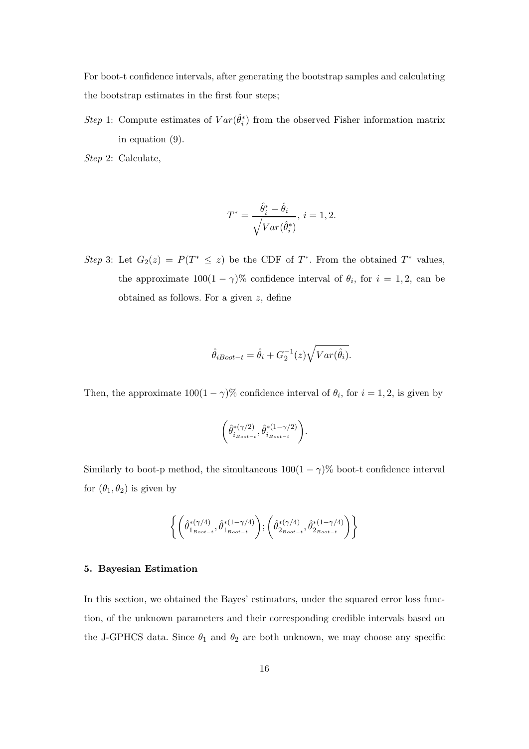For boot-t confidence intervals, after generating the bootstrap samples and calculating the bootstrap estimates in the first four steps;

*Step* 1: Compute estimates of $Var(\hat{\theta}_i^*)$ from the observed Fisher information matrix in equation (9).

*Step* 2: Calculate,

$$T^* = \frac{\hat{\theta}_i^* - \hat{\theta}_i}{\sqrt{Var(\hat{\theta}_i^*)}},\ i = 1, 2.$$

*Step* 3: Let $G_2(z) = P(T^* \leq z)$ be the CDF of $T^*$. From the obtained $T^*$ values, the approximate $100(1-\gamma)\%$ confidence interval of $\theta_i$, for $i = 1, 2$, can be obtained as follows. For a given $z$, define

$$\hat{\theta}_{iBoot-t} = \hat{\theta}_i + G_2^{-1}(z)\sqrt{Var(\hat{\theta}_i)}.$$

Then, the approximate $100(1-\gamma)\%$ confidence interval of $\theta_i$, for $i = 1, 2$, is given by

$$\left(\hat{\theta}^{*(\gamma/2)}_{i_{Boot-t}}, \hat{\theta}^{*(1-\gamma/2)}_{i_{Boot-t}}\right).$$

Similarly to boot-p method, the simultaneous $100(1-\gamma)\%$ boot-t confidence interval for $(\theta_1, \theta_2)$ is given by

$$\left\{\left(\hat{\theta}^{*(\gamma/4)}_{1_{Boot-t}}, \hat{\theta}^{*(1-\gamma/4)}_{1_{Boot-t}}\right); \left(\hat{\theta}^{*(\gamma/4)}_{2_{Boot-t}}, \hat{\theta}^{*(1-\gamma/4)}_{2_{Boot-t}}\right)\right\}$$

### 5. Bayesian Estimation

In this section, we obtained the Bayes' estimators, under the squared error loss function, of the unknown parameters and their corresponding credible intervals based on the J-GPHCS data. Since $\theta_1$ and $\theta_2$ are both unknown, we may choose any specific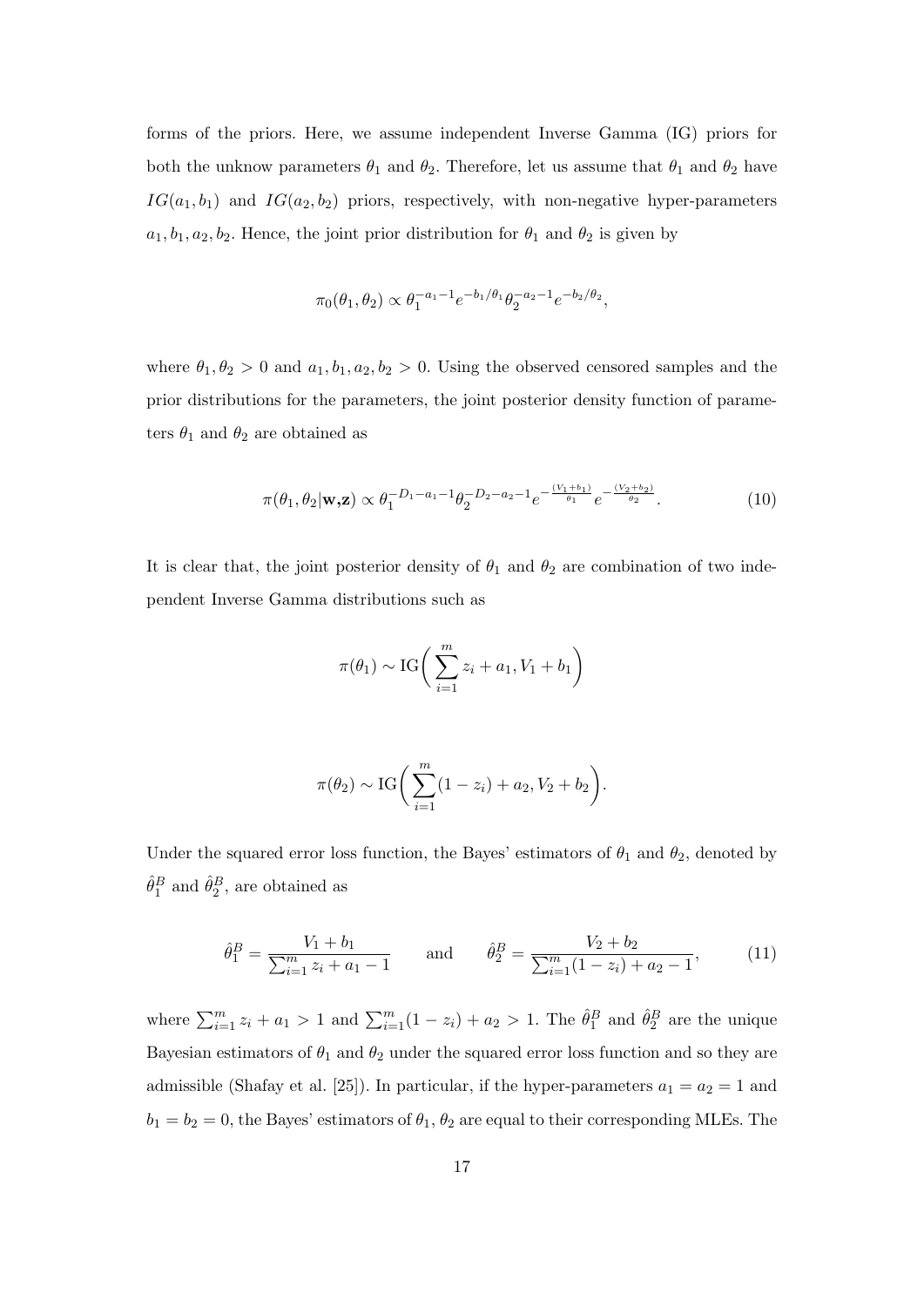forms of the priors. Here, we assume independent Inverse Gamma (IG) priors for both the unknow parameters $\theta_1$ and $\theta_2$. Therefore, let us assume that $\theta_1$ and $\theta_2$ have $IG(a_1, b_1)$ and $IG(a_2, b_2)$ priors, respectively, with non-negative hyper-parameters $a_1, b_1, a_2, b_2$. Hence, the joint prior distribution for $\theta_1$ and $\theta_2$ is given by

$$\pi_0(\theta_1, \theta_2) \propto \theta_1^{-a_1-1} e^{-b_1/\theta_1} \theta_2^{-a_2-1} e^{-b_2/\theta_2},$$

where $\theta_1, \theta_2 > 0$ and $a_1, b_1, a_2, b_2 > 0$. Using the observed censored samples and the prior distributions for the parameters, the joint posterior density function of parameters $\theta_1$ and $\theta_2$ are obtained as

$$\pi(\theta_1, \theta_2 | \mathbf{w}, \mathbf{z}) \propto \theta_1^{-D_1-a_1-1} \theta_2^{-D_2-a_2-1} e^{-\frac{(V_1+b_1)}{\theta_1}} e^{-\frac{(V_2+b_2)}{\theta_2}}. \tag{10}$$

It is clear that, the joint posterior density of $\theta_1$ and $\theta_2$ are combination of two independent Inverse Gamma distributions such as

$$\pi(\theta_1) \sim \text{IG}\bigg( \sum_{i=1}^{m} z_i + a_1, V_1 + b_1 \bigg)$$

$$\pi(\theta_2) \sim \text{IG}\bigg( \sum_{i=1}^{m} (1 - z_i) + a_2, V_2 + b_2 \bigg).$$

Under the squared error loss function, the Bayes' estimators of $\theta_1$ and $\theta_2$, denoted by $\hat{\theta}_1^B$ and $\hat{\theta}_2^B$, are obtained as

$$\hat{\theta}_1^B = \frac{V_1 + b_1}{\sum_{i=1}^{m} z_i + a_1 - 1} \qquad \text{and} \qquad \hat{\theta}_2^B = \frac{V_2 + b_2}{\sum_{i=1}^{m} (1 - z_i) + a_2 - 1}, \tag{11}$$

where $\sum_{i=1}^{m} z_i + a_1 > 1$ and $\sum_{i=1}^{m} (1 - z_i) + a_2 > 1$. The $\hat{\theta}_1^B$ and $\hat{\theta}_2^B$ are the unique Bayesian estimators of $\theta_1$ and $\theta_2$ under the squared error loss function and so they are admissible (Shafay et al. [25]). In particular, if the hyper-parameters $a_1 = a_2 = 1$ and $b_1 = b_2 = 0$, the Bayes' estimators of $\theta_1, \theta_2$ are equal to their corresponding MLEs. The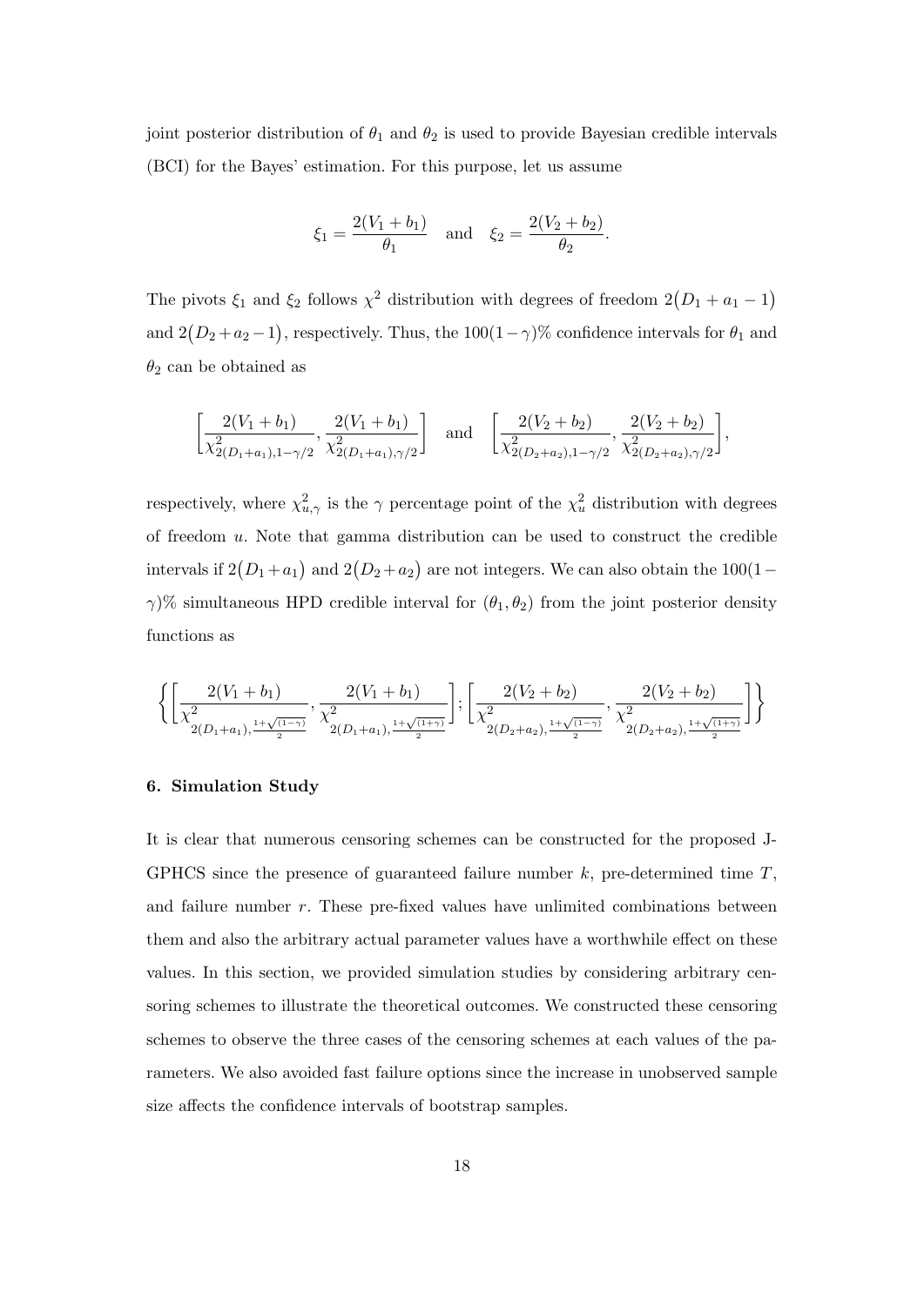joint posterior distribution of $\theta_1$ and $\theta_2$ is used to provide Bayesian credible intervals (BCI) for the Bayes' estimation. For this purpose, let us assume

$$\xi_1 = \frac{2(V_1 + b_1)}{\theta_1} \quad \text{and} \quad \xi_2 = \frac{2(V_2 + b_2)}{\theta_2}.$$

The pivots $\xi_1$ and $\xi_2$ follows $\chi^2$ distribution with degrees of freedom $2\big(D_1 + a_1 - 1\big)$ and $2\big(D_2 + a_2 - 1\big)$, respectively. Thus, the $100(1-\gamma)\%$ confidence intervals for $\theta_1$ and $\theta_2$ can be obtained as

$$\left[\frac{2(V_1 + b_1)}{\chi^2_{2(D_1+a_1),1-\gamma/2}}, \frac{2(V_1 + b_1)}{\chi^2_{2(D_1+a_1),\gamma/2}}\right] \quad \text{and} \quad \left[\frac{2(V_2 + b_2)}{\chi^2_{2(D_2+a_2),1-\gamma/2}}, \frac{2(V_2 + b_2)}{\chi^2_{2(D_2+a_2),\gamma/2}}\right],$$

respectively, where $\chi^2_{u,\gamma}$ is the $\gamma$ percentage point of the $\chi^2_u$ distribution with degrees of freedom $u$. Note that gamma distribution can be used to construct the credible intervals if $2\big(D_1 + a_1\big)$ and $2\big(D_2 + a_2\big)$ are not integers. We can also obtain the $100(1-\gamma)\%$ simultaneous HPD credible interval for $(\theta_1, \theta_2)$ from the joint posterior density functions as

$$\left\{\left[\frac{2(V_1 + b_1)}{\chi^2_{2(D_1+a_1),\frac{1+\sqrt{(1-\gamma)}}{2}}}, \frac{2(V_1 + b_1)}{\chi^2_{2(D_1+a_1),\frac{1+\sqrt{(1+\gamma)}}{2}}}\right]; \left[\frac{2(V_2 + b_2)}{\chi^2_{2(D_2+a_2),\frac{1+\sqrt{(1-\gamma)}}{2}}}, \frac{2(V_2 + b_2)}{\chi^2_{2(D_2+a_2),\frac{1+\sqrt{(1+\gamma)}}{2}}}\right]\right\}$$

### 6. Simulation Study

It is clear that numerous censoring schemes can be constructed for the proposed J-GPHCS since the presence of guaranteed failure number $k$, pre-determined time $T$, and failure number $r$. These pre-fixed values have unlimited combinations between them and also the arbitrary actual parameter values have a worthwhile effect on these values. In this section, we provided simulation studies by considering arbitrary censoring schemes to illustrate the theoretical outcomes. We constructed these censoring schemes to observe the three cases of the censoring schemes at each values of the parameters. We also avoided fast failure options since the increase in unobserved sample size affects the confidence intervals of bootstrap samples.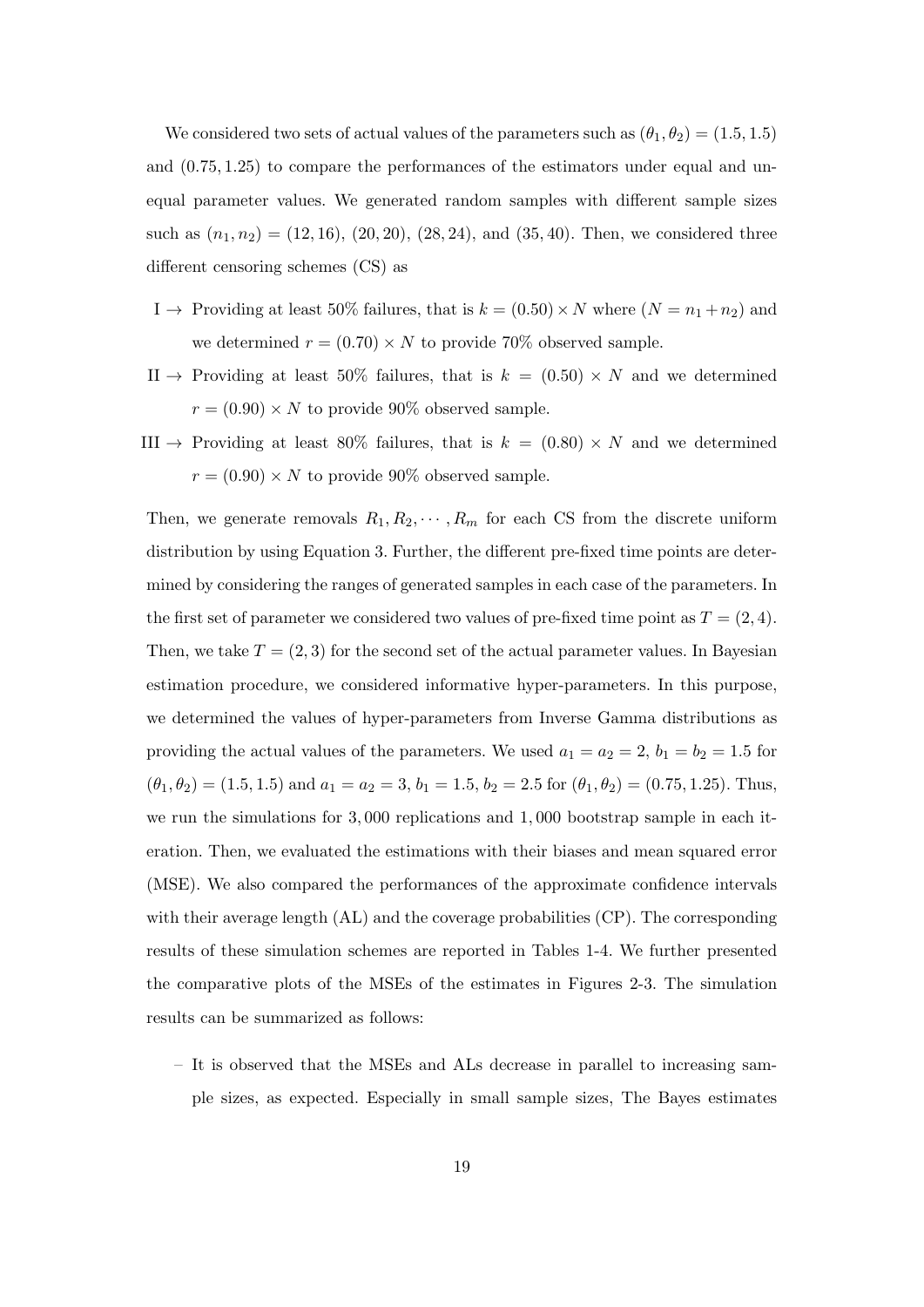We considered two sets of actual values of the parameters such as $(\theta_1, \theta_2) = (1.5, 1.5)$ and $(0.75, 1.25)$ to compare the performances of the estimators under equal and unequal parameter values. We generated random samples with different sample sizes such as $(n_1, n_2) = (12, 16)$, $(20, 20)$, $(28, 24)$, and $(35, 40)$. Then, we considered three different censoring schemes (CS) as

- I $\rightarrow$ Providing at least 50% failures, that is $k = (0.50) \times N$ where $(N = n_1 + n_2)$ and we determined $r = (0.70) \times N$ to provide 70% observed sample.
- II $\rightarrow$ Providing at least 50% failures, that is $k = (0.50) \times N$ and we determined $r = (0.90) \times N$ to provide 90% observed sample.
- III $\rightarrow$ Providing at least 80% failures, that is $k = (0.80) \times N$ and we determined $r = (0.90) \times N$ to provide 90% observed sample.

Then, we generate removals $R_1, R_2, \cdots, R_m$ for each CS from the discrete uniform distribution by using Equation 3. Further, the different pre-fixed time points are determined by considering the ranges of generated samples in each case of the parameters. In the first set of parameter we considered two values of pre-fixed time point as $T = (2, 4)$. Then, we take $T = (2, 3)$ for the second set of the actual parameter values. In Bayesian estimation procedure, we considered informative hyper-parameters. In this purpose, we determined the values of hyper-parameters from Inverse Gamma distributions as providing the actual values of the parameters. We used $a_1 = a_2 = 2$, $b_1 = b_2 = 1.5$ for $(\theta_1, \theta_2) = (1.5, 1.5)$ and $a_1 = a_2 = 3$, $b_1 = 1.5$, $b_2 = 2.5$ for $(\theta_1, \theta_2) = (0.75, 1.25)$. Thus, we run the simulations for $3,000$ replications and $1,000$ bootstrap sample in each iteration. Then, we evaluated the estimations with their biases and mean squared error (MSE). We also compared the performances of the approximate confidence intervals with their average length (AL) and the coverage probabilities (CP). The corresponding results of these simulation schemes are reported in Tables 1-4. We further presented the comparative plots of the MSEs of the estimates in Figures 2-3. The simulation results can be summarized as follows:

- It is observed that the MSEs and ALs decrease in parallel to increasing sample sizes, as expected. Especially in small sample sizes, The Bayes estimates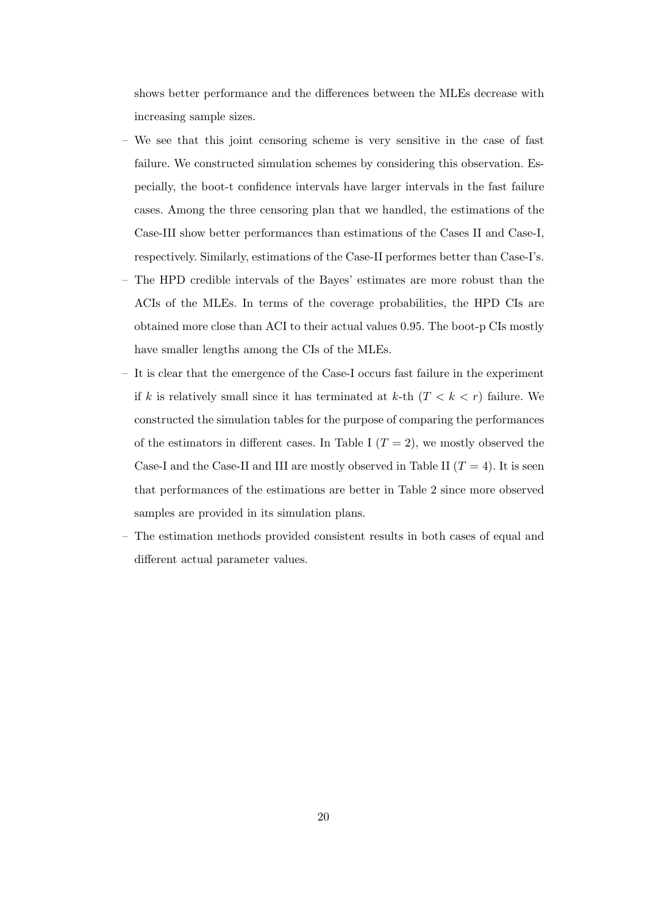shows better performance and the differences between the MLEs decrease with increasing sample sizes.

– We see that this joint censoring scheme is very sensitive in the case of fast failure. We constructed simulation schemes by considering this observation. Especially, the boot-t confidence intervals have larger intervals in the fast failure cases. Among the three censoring plan that we handled, the estimations of the Case-III show better performances than estimations of the Cases II and Case-I, respectively. Similarly, estimations of the Case-II performes better than Case-I's.

– The HPD credible intervals of the Bayes' estimates are more robust than the ACIs of the MLEs. In terms of the coverage probabilities, the HPD CIs are obtained more close than ACI to their actual values 0.95. The boot-p CIs mostly have smaller lengths among the CIs of the MLEs.

– It is clear that the emergence of the Case-I occurs fast failure in the experiment if $k$ is relatively small since it has terminated at $k$-th ($T < k < r$) failure. We constructed the simulation tables for the purpose of comparing the performances of the estimators in different cases. In Table I ($T = 2$), we mostly observed the Case-I and the Case-II and III are mostly observed in Table II ($T = 4$). It is seen that performances of the estimations are better in Table 2 since more observed samples are provided in its simulation plans.

– The estimation methods provided consistent results in both cases of equal and different actual parameter values.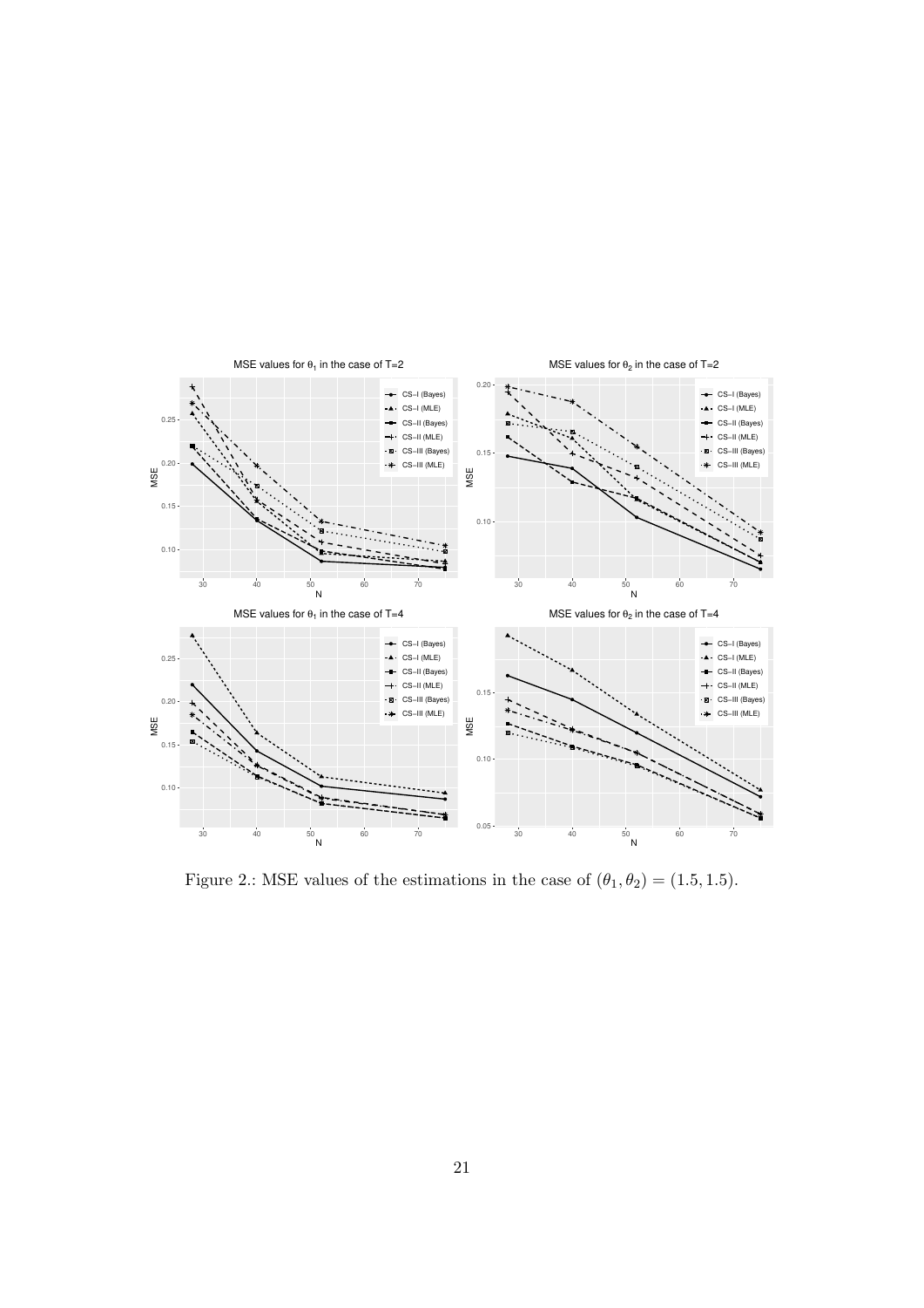Figure 2.: MSE values of the estimations in the case of $(\theta_1, \theta_2) = (1.5, 1.5)$.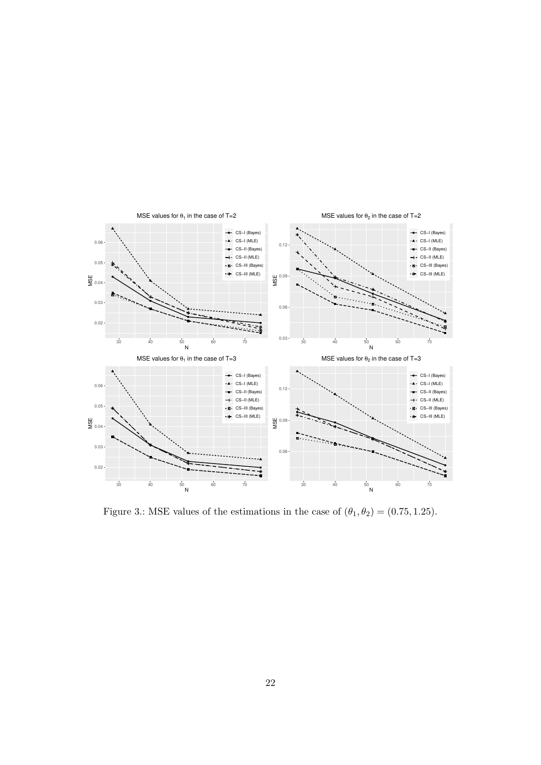Figure 3.: MSE values of the estimations in the case of $(\theta_1, \theta_2) = (0.75, 1.25)$.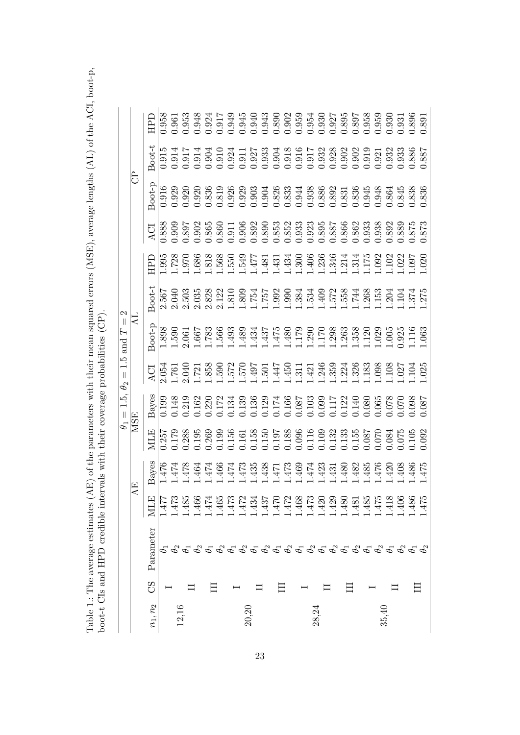Table 1.: The average estimates (AE) of the parameters with their mean squared errors (MSE), average lengths (AL) of the ACI, boot-p, boot-t CIs and HPD credible intervals with their coverage probabilities (CP).

| | | | $\theta_1 = 1.5, \theta_2 = 1.5$ and $T = 2$ | | | | | | | | | | | |
|---|---|---|---|---|---|---|---|---|---|---|---|---|---|---|
| | | | AE | | MSE | | AL | | | | CP | | | |
| $n_1, n_2$ | CS | Parameter | MLE | Bayes | MLE | Bayes | ACI | Boot-p | Boot-t | HPD | ACI | Boot-p | Boot-t | HPD |
| 12,16 | I | $\theta_1$ | 1.477 | 1.476 | 0.257 | 0.199 | 2.054 | 1.898 | 2.567 | 1.995 | 0.888 | 0.916 | 0.915 | 0.958 |
| | | $\theta_2$ | 1.473 | 1.474 | 0.179 | 0.148 | 1.761 | 1.590 | 2.040 | 1.728 | 0.909 | 0.929 | 0.914 | 0.961 |
| | II | $\theta_1$ | 1.485 | 1.478 | 0.288 | 0.219 | 2.040 | 2.061 | 2.503 | 1.970 | 0.897 | 0.920 | 0.917 | 0.953 |
| | | $\theta_2$ | 1.466 | 1.464 | 0.195 | 0.162 | 1.721 | 1.667 | 2.035 | 1.686 | 0.902 | 0.920 | 0.914 | 0.948 |
| | III | $\theta_1$ | 1.474 | 1.474 | 0.269 | 0.220 | 1.858 | 1.783 | 2.828 | 1.818 | 0.865 | 0.836 | 0.904 | 0.924 |
| | | $\theta_2$ | 1.465 | 1.466 | 0.199 | 0.172 | 1.590 | 1.566 | 2.122 | 1.568 | 0.860 | 0.819 | 0.910 | 0.917 |
| 20,20 | I | $\theta_1$ | 1.473 | 1.474 | 0.156 | 0.134 | 1.572 | 1.493 | 1.810 | 1.550 | 0.911 | 0.926 | 0.924 | 0.949 |
| | | $\theta_2$ | 1.472 | 1.473 | 0.161 | 0.139 | 1.570 | 1.489 | 1.809 | 1.549 | 0.906 | 0.929 | 0.911 | 0.945 |
| | II | $\theta_1$ | 1.434 | 1.435 | 0.158 | 0.136 | 1.497 | 1.434 | 1.754 | 1.477 | 0.892 | 0.903 | 0.927 | 0.940 |
| | | $\theta_2$ | 1.437 | 1.438 | 0.150 | 0.129 | 1.501 | 1.437 | 1.757 | 1.481 | 0.890 | 0.904 | 0.933 | 0.943 |
| | III | $\theta_1$ | 1.470 | 1.471 | 0.197 | 0.174 | 1.447 | 1.475 | 1.992 | 1.431 | 0.853 | 0.826 | 0.904 | 0.890 |
| | | $\theta_2$ | 1.472 | 1.473 | 0.188 | 0.166 | 1.450 | 1.480 | 1.990 | 1.434 | 0.852 | 0.833 | 0.918 | 0.902 |
| 28,24 | I | $\theta_1$ | 1.468 | 1.469 | 0.096 | 0.087 | 1.311 | 1.179 | 1.384 | 1.300 | 0.933 | 0.944 | 0.916 | 0.959 |
| | | $\theta_2$ | 1.473 | 1.474 | 0.116 | 0.103 | 1.421 | 1.290 | 1.534 | 1.406 | 0.923 | 0.938 | 0.917 | 0.954 |
| | II | $\theta_1$ | 1.420 | 1.423 | 0.109 | 0.099 | 1.246 | 1.170 | 1.409 | 1.236 | 0.895 | 0.886 | 0.932 | 0.930 |
| | | $\theta_2$ | 1.429 | 1.431 | 0.132 | 0.117 | 1.359 | 1.298 | 1.572 | 1.346 | 0.887 | 0.892 | 0.928 | 0.927 |
| | III | $\theta_1$ | 1.480 | 1.480 | 0.133 | 0.122 | 1.224 | 1.263 | 1.558 | 1.214 | 0.866 | 0.831 | 0.902 | 0.895 |
| | | $\theta_2$ | 1.481 | 1.482 | 0.155 | 0.140 | 1.326 | 1.358 | 1.744 | 1.314 | 0.862 | 0.836 | 0.902 | 0.897 |
| 35,40 | I | $\theta_1$ | 1.485 | 1.485 | 0.087 | 0.080 | 1.183 | 1.120 | 1.268 | 1.175 | 0.933 | 0.945 | 0.919 | 0.958 |
| | | $\theta_2$ | 1.475 | 1.476 | 0.070 | 0.065 | 1.098 | 1.029 | 1.153 | 1.092 | 0.938 | 0.948 | 0.921 | 0.959 |
| | II | $\theta_1$ | 1.418 | 1.420 | 0.084 | 0.078 | 1.108 | 1.005 | 1.204 | 1.102 | 0.892 | 0.864 | 0.932 | 0.930 |
| | | $\theta_2$ | 1.406 | 1.408 | 0.075 | 0.070 | 1.027 | 0.925 | 1.104 | 1.022 | 0.889 | 0.845 | 0.933 | 0.931 |
| | III | $\theta_1$ | 1.486 | 1.486 | 0.105 | 0.098 | 1.104 | 1.116 | 1.374 | 1.097 | 0.875 | 0.838 | 0.886 | 0.896 |
| | | $\theta_2$ | 1.475 | 1.475 | 0.092 | 0.087 | 1.025 | 1.063 | 1.275 | 1.020 | 0.873 | 0.836 | 0.887 | 0.891 |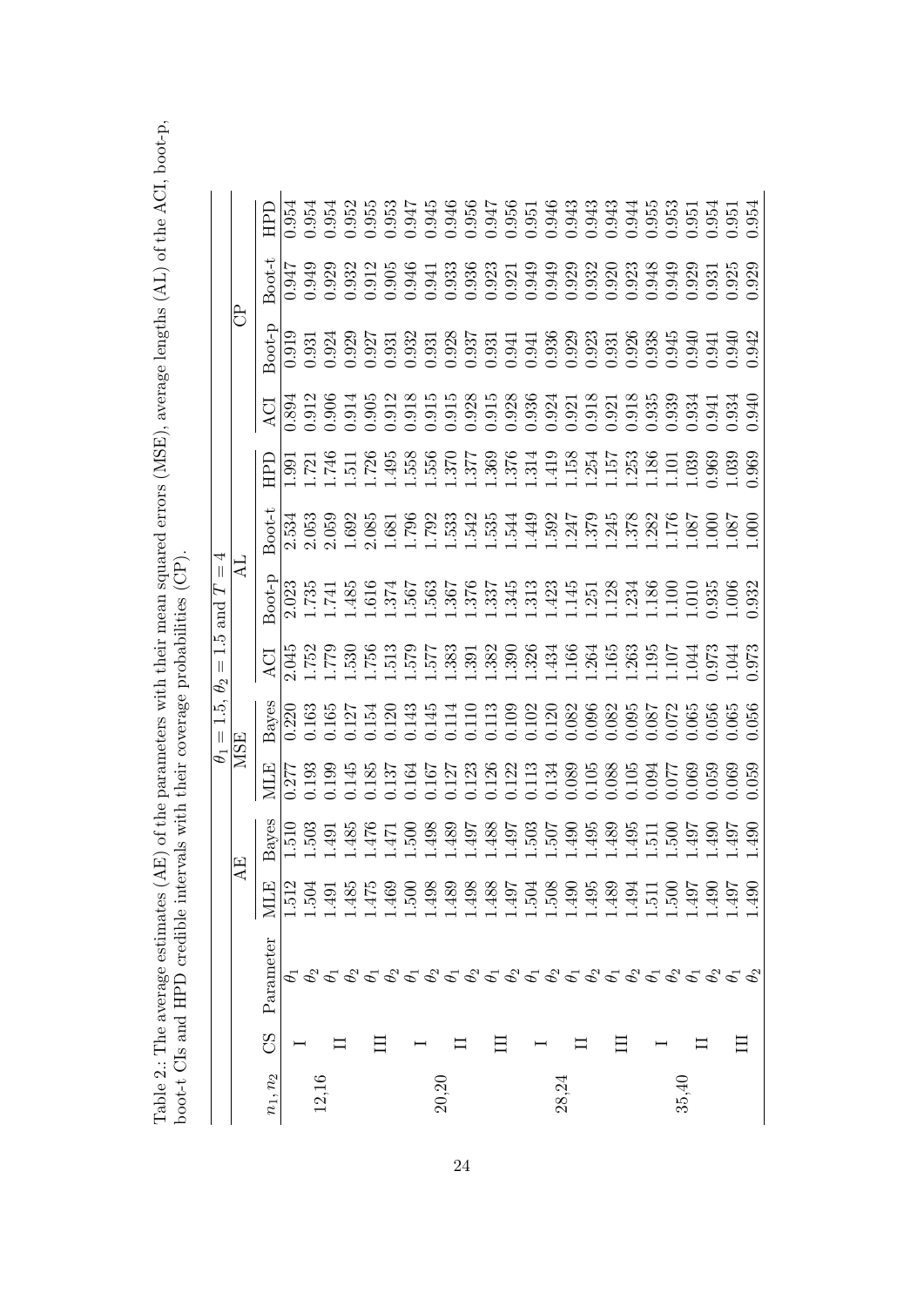Table 2.: The average estimates (AE) of the parameters with their mean squared errors (MSE), average lengths (AL) of the ACI, boot-p, boot-t CIs and HPD credible intervals with their coverage probabilities (CP).

| | | | $\theta_1 = 1.5$, $\theta_2 = 1.5$ and $T = 4$ | | | | | | | | | | | |
|---|---|---|---|---|---|---|---|---|---|---|---|---|---|---|
| | | | AE | | MSE | | AL | | | | CP | | | |
| $n_1, n_2$ | CS | Parameter | MLE | Bayes | MLE | Bayes | ACI | Boot-p | Boot-t | HPD | ACI | Boot-p | Boot-t | HPD |
| 12,16 | I | $\theta_1$ | 1.512 | 1.510 | 0.277 | 0.220 | 2.045 | 2.023 | 2.534 | 1.991 | 0.894 | 0.919 | 0.947 | 0.954 |
| | | $\theta_2$ | 1.504 | 1.503 | 0.193 | 0.163 | 1.752 | 1.735 | 2.053 | 1.721 | 0.912 | 0.931 | 0.949 | 0.954 |
| | II | $\theta_1$ | 1.491 | 1.491 | 0.199 | 0.165 | 1.779 | 1.741 | 2.059 | 1.746 | 0.906 | 0.924 | 0.929 | 0.954 |
| | | $\theta_2$ | 1.485 | 1.485 | 0.145 | 0.127 | 1.530 | 1.485 | 1.692 | 1.511 | 0.914 | 0.929 | 0.932 | 0.952 |
| | III | $\theta_1$ | 1.475 | 1.476 | 0.185 | 0.154 | 1.756 | 1.616 | 2.085 | 1.726 | 0.905 | 0.927 | 0.912 | 0.955 |
| | | $\theta_2$ | 1.469 | 1.471 | 0.137 | 0.120 | 1.513 | 1.374 | 1.681 | 1.495 | 0.912 | 0.931 | 0.905 | 0.953 |
| 20,20 | I | $\theta_1$ | 1.500 | 1.500 | 0.164 | 0.143 | 1.579 | 1.567 | 1.796 | 1.558 | 0.918 | 0.932 | 0.946 | 0.947 |
| | | $\theta_2$ | 1.498 | 1.498 | 0.167 | 0.145 | 1.577 | 1.563 | 1.792 | 1.556 | 0.915 | 0.931 | 0.941 | 0.945 |
| | II | $\theta_1$ | 1.489 | 1.489 | 0.127 | 0.114 | 1.383 | 1.367 | 1.533 | 1.370 | 0.915 | 0.928 | 0.933 | 0.946 |
| | | $\theta_2$ | 1.498 | 1.497 | 0.123 | 0.110 | 1.391 | 1.376 | 1.542 | 1.377 | 0.928 | 0.937 | 0.936 | 0.956 |
| | III | $\theta_1$ | 1.488 | 1.488 | 0.126 | 0.113 | 1.382 | 1.337 | 1.535 | 1.369 | 0.915 | 0.931 | 0.923 | 0.947 |
| | | $\theta_2$ | 1.497 | 1.497 | 0.122 | 0.109 | 1.390 | 1.345 | 1.544 | 1.376 | 0.928 | 0.941 | 0.921 | 0.956 |
| 28,24 | I | $\theta_1$ | 1.504 | 1.503 | 0.113 | 0.102 | 1.326 | 1.313 | 1.449 | 1.314 | 0.936 | 0.941 | 0.949 | 0.951 |
| | | $\theta_2$ | 1.508 | 1.507 | 0.134 | 0.120 | 1.434 | 1.423 | 1.592 | 1.419 | 0.924 | 0.936 | 0.949 | 0.946 |
| | II | $\theta_1$ | 1.490 | 1.490 | 0.089 | 0.082 | 1.166 | 1.145 | 1.247 | 1.158 | 0.921 | 0.929 | 0.929 | 0.943 |
| | | $\theta_2$ | 1.495 | 1.495 | 0.105 | 0.096 | 1.264 | 1.251 | 1.379 | 1.254 | 0.918 | 0.923 | 0.932 | 0.943 |
| | III | $\theta_1$ | 1.489 | 1.489 | 0.088 | 0.082 | 1.165 | 1.128 | 1.245 | 1.157 | 0.921 | 0.931 | 0.920 | 0.943 |
| | | $\theta_2$ | 1.494 | 1.495 | 0.105 | 0.095 | 1.263 | 1.234 | 1.378 | 1.253 | 0.918 | 0.926 | 0.923 | 0.944 |
| 35,40 | I | $\theta_1$ | 1.511 | 1.511 | 0.094 | 0.087 | 1.195 | 1.186 | 1.282 | 1.186 | 0.935 | 0.938 | 0.948 | 0.955 |
| | | $\theta_2$ | 1.500 | 1.500 | 0.077 | 0.072 | 1.107 | 1.100 | 1.176 | 1.101 | 0.939 | 0.945 | 0.949 | 0.953 |
| | II | $\theta_1$ | 1.497 | 1.497 | 0.069 | 0.065 | 1.044 | 1.010 | 1.087 | 1.039 | 0.934 | 0.940 | 0.929 | 0.951 |
| | | $\theta_2$ | 1.490 | 1.490 | 0.059 | 0.056 | 0.973 | 0.935 | 1.000 | 0.969 | 0.941 | 0.941 | 0.931 | 0.954 |
| | III | $\theta_1$ | 1.497 | 1.497 | 0.069 | 0.065 | 1.044 | 1.006 | 1.087 | 1.039 | 0.934 | 0.940 | 0.925 | 0.951 |
| | | $\theta_2$ | 1.490 | 1.490 | 0.059 | 0.056 | 0.973 | 0.932 | 1.000 | 0.969 | 0.940 | 0.942 | 0.929 | 0.954 |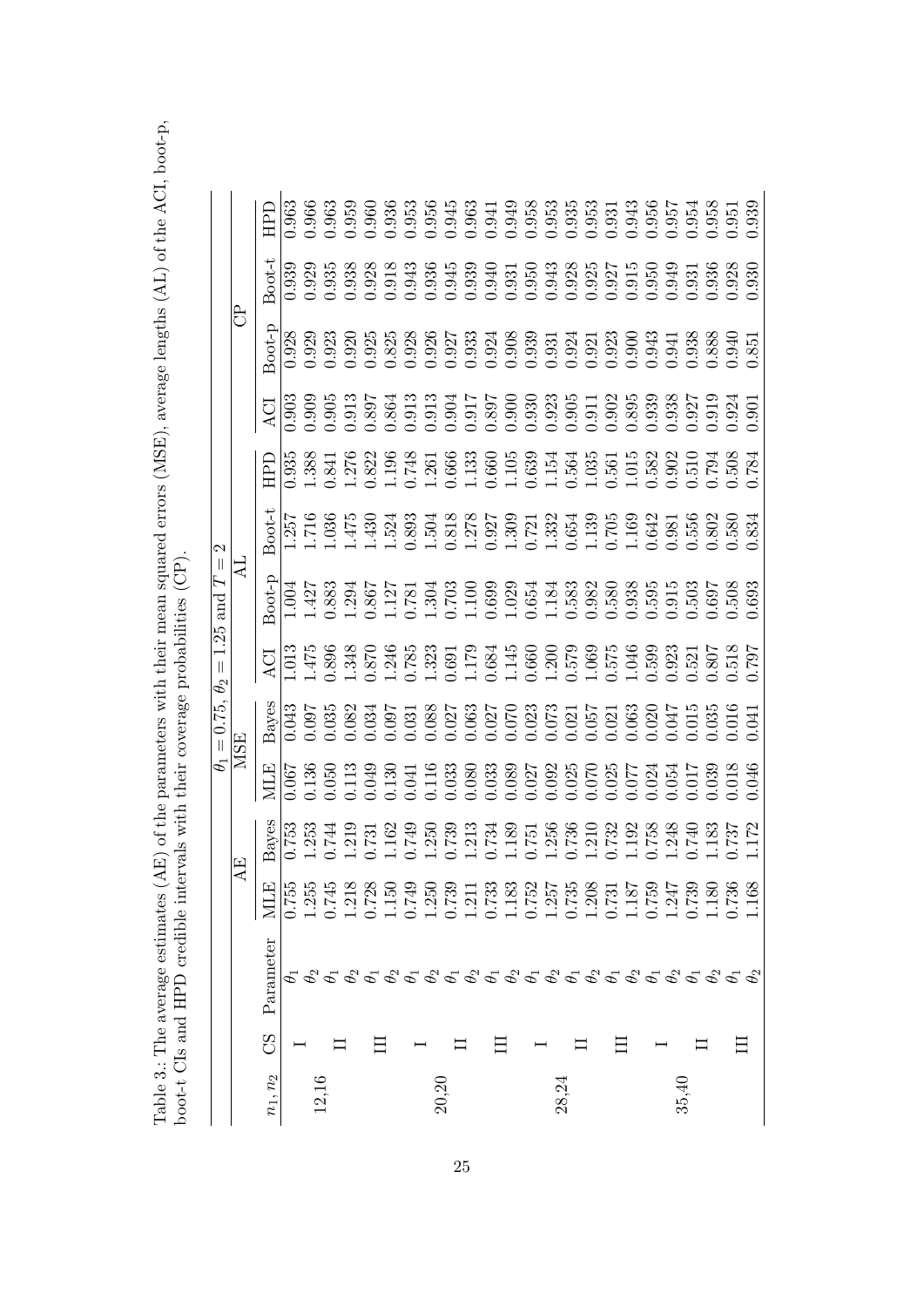Table 3.: The average estimates (AE) of the parameters with their mean squared errors (MSE), average lengths (AL) of the ACI, boot-p, boot-t CIs and HPD credible intervals with their coverage probabilities (CP).

| | | | $\theta_1 = 0.75$, $\theta_2 = 1.25$ and $T = 2$ | | | | | | | | | | | | |
|---|---|---|---|---|---|---|---|---|---|---|---|---|---|---|---|
| | | | AE | | MSE | | AL | | | | CP | | | | |
| $n_1, n_2$ | CS | Parameter | MLE | Bayes | MLE | Bayes | ACI | Boot-p | Boot-t | HPD | ACI | Boot-p | Boot-t | HPD |
| 12,16 | I | $\theta_1$ | 0.755 | 0.753 | 0.067 | 0.043 | 1.013 | 1.004 | 1.257 | 0.935 | 0.903 | 0.928 | 0.939 | 0.963 |
| | | $\theta_2$ | 1.255 | 1.253 | 0.136 | 0.097 | 1.475 | 1.427 | 1.716 | 1.388 | 0.909 | 0.929 | 0.929 | 0.966 |
| | II | $\theta_1$ | 0.745 | 0.744 | 0.050 | 0.035 | 0.896 | 0.883 | 1.036 | 0.841 | 0.905 | 0.923 | 0.935 | 0.963 |
| | | $\theta_2$ | 1.218 | 1.219 | 0.113 | 0.082 | 1.348 | 1.294 | 1.475 | 1.276 | 0.913 | 0.920 | 0.938 | 0.959 |
| | III | $\theta_1$ | 0.728 | 0.731 | 0.049 | 0.034 | 0.870 | 0.867 | 1.430 | 0.822 | 0.897 | 0.925 | 0.928 | 0.960 |
| | | $\theta_2$ | 1.150 | 1.162 | 0.130 | 0.097 | 1.246 | 1.127 | 1.524 | 1.196 | 0.864 | 0.825 | 0.918 | 0.936 |
| 20,20 | I | $\theta_1$ | 0.749 | 0.749 | 0.041 | 0.031 | 0.785 | 0.781 | 0.893 | 0.748 | 0.913 | 0.928 | 0.943 | 0.953 |
| | | $\theta_2$ | 1.250 | 1.250 | 0.116 | 0.088 | 1.323 | 1.304 | 1.504 | 1.261 | 0.913 | 0.926 | 0.936 | 0.956 |
| | II | $\theta_1$ | 0.739 | 0.739 | 0.033 | 0.027 | 0.691 | 0.703 | 0.818 | 0.666 | 0.904 | 0.927 | 0.945 | 0.945 |
| | | $\theta_2$ | 1.211 | 1.213 | 0.080 | 0.063 | 1.179 | 1.100 | 1.278 | 1.133 | 0.917 | 0.933 | 0.939 | 0.963 |
| | III | $\theta_1$ | 0.733 | 0.734 | 0.033 | 0.027 | 0.684 | 0.699 | 0.927 | 0.660 | 0.897 | 0.924 | 0.940 | 0.941 |
| | | $\theta_2$ | 1.183 | 1.189 | 0.089 | 0.070 | 1.145 | 1.029 | 1.309 | 1.105 | 0.900 | 0.908 | 0.931 | 0.949 |
| 28,24 | I | $\theta_1$ | 0.752 | 0.751 | 0.027 | 0.023 | 0.660 | 0.654 | 0.721 | 0.639 | 0.930 | 0.939 | 0.950 | 0.958 |
| | | $\theta_2$ | 1.257 | 1.256 | 0.092 | 0.073 | 1.200 | 1.184 | 1.332 | 1.154 | 0.923 | 0.931 | 0.943 | 0.953 |
| | II | $\theta_1$ | 0.735 | 0.736 | 0.025 | 0.021 | 0.579 | 0.583 | 0.654 | 0.564 | 0.905 | 0.924 | 0.928 | 0.935 |
| | | $\theta_2$ | 1.208 | 1.210 | 0.070 | 0.057 | 1.069 | 0.982 | 1.139 | 1.035 | 0.911 | 0.921 | 0.925 | 0.953 |
| | III | $\theta_1$ | 0.731 | 0.732 | 0.025 | 0.021 | 0.575 | 0.580 | 0.705 | 0.561 | 0.902 | 0.923 | 0.927 | 0.931 |
| | | $\theta_2$ | 1.187 | 1.192 | 0.077 | 0.063 | 1.046 | 0.938 | 1.169 | 1.015 | 0.895 | 0.900 | 0.915 | 0.943 |
| 35,40 | I | $\theta_1$ | 0.759 | 0.758 | 0.024 | 0.020 | 0.599 | 0.595 | 0.642 | 0.582 | 0.939 | 0.943 | 0.950 | 0.956 |
| | | $\theta_2$ | 1.247 | 1.248 | 0.054 | 0.047 | 0.923 | 0.915 | 0.981 | 0.902 | 0.938 | 0.941 | 0.949 | 0.957 |
| | II | $\theta_1$ | 0.739 | 0.740 | 0.017 | 0.015 | 0.521 | 0.503 | 0.556 | 0.510 | 0.927 | 0.938 | 0.931 | 0.954 |
| | | $\theta_2$ | 1.180 | 1.183 | 0.039 | 0.035 | 0.807 | 0.697 | 0.802 | 0.794 | 0.919 | 0.888 | 0.936 | 0.958 |
| | III | $\theta_1$ | 0.736 | 0.737 | 0.018 | 0.016 | 0.518 | 0.508 | 0.580 | 0.508 | 0.924 | 0.940 | 0.928 | 0.951 |
| | | $\theta_2$ | 1.168 | 1.172 | 0.046 | 0.041 | 0.797 | 0.693 | 0.834 | 0.784 | 0.901 | 0.851 | 0.930 | 0.939 |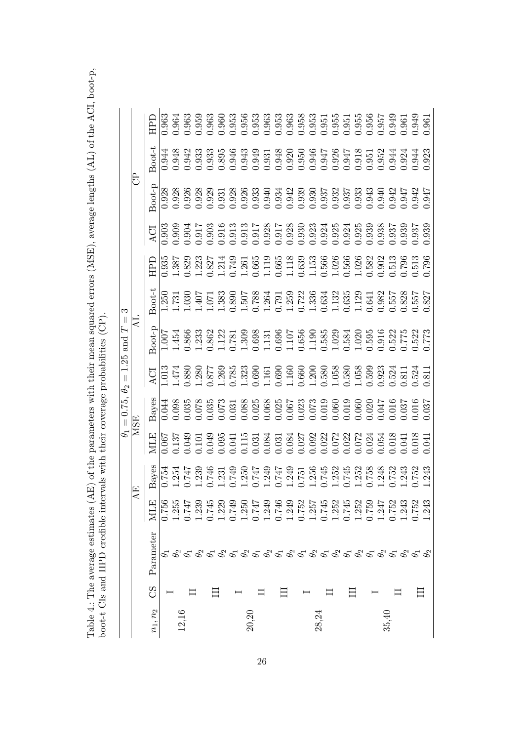Table 4.: The average estimates (AE) of the parameters with their mean squared errors (MSE), average lengths (AL) of the ACI, boot-p, boot-t CIs and HPD credible intervals with their coverage probabilities (CP).

| | | | $\theta_1 = 0.75$, $\theta_2 = 1.25$ and $T = 3$ | | | | | | | | | | | |
|---|---|---|---|---|---|---|---|---|---|---|---|---|---|---|
| | | | AE | | MSE | | AL | | | | CP | | | |
| $n_1, n_2$ | CS | Parameter | MLE | Bayes | MLE | Bayes | ACI | Boot-p | Boot-t | HPD | ACI | Boot-p | Boot-t | HPD |
| 12,16 | I | $\theta_1$ | 0.756 | 0.754 | 0.067 | 0.044 | 1.013 | 1.007 | 1.250 | 0.935 | 0.903 | 0.928 | 0.944 | 0.963 |
| | | $\theta_2$ | 1.255 | 1.254 | 0.137 | 0.098 | 1.474 | 1.454 | 1.731 | 1.387 | 0.909 | 0.928 | 0.948 | 0.964 |
| | II | $\theta_1$ | 0.747 | 0.747 | 0.049 | 0.035 | 0.880 | 0.866 | 1.030 | 0.829 | 0.904 | 0.926 | 0.942 | 0.963 |
| | | $\theta_2$ | 1.239 | 1.239 | 0.101 | 0.078 | 1.280 | 1.233 | 1.407 | 1.223 | 0.917 | 0.928 | 0.933 | 0.959 |
| | III | $\theta_1$ | 0.745 | 0.746 | 0.049 | 0.035 | 0.877 | 0.862 | 1.071 | 0.827 | 0.903 | 0.929 | 0.933 | 0.963 |
| | | $\theta_2$ | 1.229 | 1.231 | 0.095 | 0.073 | 1.269 | 1.122 | 1.383 | 1.214 | 0.916 | 0.931 | 0.895 | 0.960 |
| 20,20 | I | $\theta_1$ | 0.749 | 0.749 | 0.041 | 0.031 | 0.785 | 0.781 | 0.890 | 0.749 | 0.913 | 0.928 | 0.946 | 0.953 |
| | | $\theta_2$ | 1.250 | 1.250 | 0.115 | 0.088 | 1.323 | 1.309 | 1.507 | 1.261 | 0.913 | 0.926 | 0.943 | 0.956 |
| | II | $\theta_1$ | 0.747 | 0.747 | 0.031 | 0.025 | 0.690 | 0.698 | 0.788 | 0.665 | 0.917 | 0.933 | 0.949 | 0.953 |
| | | $\theta_2$ | 1.249 | 1.249 | 0.084 | 0.068 | 1.161 | 1.131 | 1.264 | 1.119 | 0.928 | 0.940 | 0.931 | 0.963 |
| | III | $\theta_1$ | 0.746 | 0.747 | 0.031 | 0.025 | 0.690 | 0.696 | 0.791 | 0.665 | 0.917 | 0.934 | 0.948 | 0.953 |
| | | $\theta_2$ | 1.249 | 1.249 | 0.084 | 0.067 | 1.160 | 1.107 | 1.259 | 1.118 | 0.928 | 0.942 | 0.920 | 0.963 |
| 28,24 | I | $\theta_1$ | 0.752 | 0.751 | 0.027 | 0.023 | 0.660 | 0.656 | 0.722 | 0.639 | 0.930 | 0.939 | 0.950 | 0.958 |
| | | $\theta_2$ | 1.257 | 1.256 | 0.092 | 0.073 | 1.200 | 1.190 | 1.336 | 1.153 | 0.923 | 0.930 | 0.946 | 0.953 |
| | II | $\theta_1$ | 0.745 | 0.745 | 0.022 | 0.019 | 0.580 | 0.585 | 0.634 | 0.566 | 0.924 | 0.937 | 0.947 | 0.951 |
| | | $\theta_2$ | 1.252 | 1.252 | 0.072 | 0.060 | 1.058 | 1.029 | 1.132 | 1.026 | 0.925 | 0.932 | 0.926 | 0.955 |
| | III | $\theta_1$ | 0.745 | 0.745 | 0.022 | 0.019 | 0.580 | 0.584 | 0.635 | 0.566 | 0.924 | 0.937 | 0.947 | 0.951 |
| | | $\theta_2$ | 1.252 | 1.252 | 0.072 | 0.060 | 1.058 | 1.020 | 1.129 | 1.026 | 0.925 | 0.933 | 0.918 | 0.955 |
| 35,40 | I | $\theta_1$ | 0.759 | 0.758 | 0.024 | 0.020 | 0.599 | 0.595 | 0.641 | 0.582 | 0.939 | 0.943 | 0.951 | 0.956 |
| | | $\theta_2$ | 1.247 | 1.248 | 0.054 | 0.047 | 0.923 | 0.916 | 0.982 | 0.902 | 0.938 | 0.940 | 0.952 | 0.957 |
| | II | $\theta_1$ | 0.752 | 0.752 | 0.018 | 0.016 | 0.524 | 0.522 | 0.557 | 0.513 | 0.937 | 0.942 | 0.944 | 0.949 |
| | | $\theta_2$ | 1.243 | 1.243 | 0.041 | 0.037 | 0.811 | 0.775 | 0.828 | 0.796 | 0.939 | 0.947 | 0.924 | 0.961 |
| | III | $\theta_1$ | 0.752 | 0.752 | 0.018 | 0.016 | 0.524 | 0.522 | 0.557 | 0.513 | 0.937 | 0.942 | 0.944 | 0.949 |
| | | $\theta_2$ | 1.243 | 1.243 | 0.041 | 0.037 | 0.811 | 0.773 | 0.827 | 0.796 | 0.939 | 0.947 | 0.923 | 0.961 |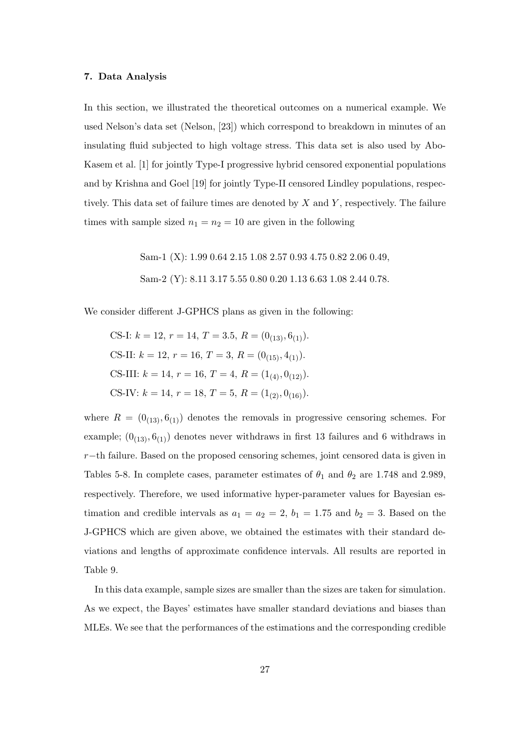### 7. Data Analysis

In this section, we illustrated the theoretical outcomes on a numerical example. We used Nelson's data set (Nelson, [23]) which correspond to breakdown in minutes of an insulating fluid subjected to high voltage stress. This data set is also used by Abo-Kasem et al. [1] for jointly Type-I progressive hybrid censored exponential populations and by Krishna and Goel [19] for jointly Type-II censored Lindley populations, respectively. This data set of failure times are denoted by $X$ and $Y$, respectively. The failure times with sample sized $n_1 = n_2 = 10$ are given in the following

Sam-1 (X): 1.99 0.64 2.15 1.08 2.57 0.93 4.75 0.82 2.06 0.49,

Sam-2 (Y): 8.11 3.17 5.55 0.80 0.20 1.13 6.63 1.08 2.44 0.78.

We consider different J-GPHCS plans as given in the following:

CS-I: $k = 12$, $r = 14$, $T = 3.5$, $R = (0_{(13)}, 6_{(1)})$.

CS-II: $k = 12$, $r = 16$, $T = 3$, $R = (0_{(15)}, 4_{(1)})$.

CS-III: $k = 14$, $r = 16$, $T = 4$, $R = (1_{(4)}, 0_{(12)})$.

CS-IV: $k = 14$, $r = 18$, $T = 5$, $R = (1_{(2)}, 0_{(16)})$.

where $R = (0_{(13)}, 6_{(1)})$ denotes the removals in progressive censoring schemes. For example; $(0_{(13)}, 6_{(1)})$ denotes never withdraws in first 13 failures and 6 withdraws in $r-$th failure. Based on the proposed censoring schemes, joint censored data is given in Tables 5-8. In complete cases, parameter estimates of $\theta_1$ and $\theta_2$ are 1.748 and 2.989, respectively. Therefore, we used informative hyper-parameter values for Bayesian estimation and credible intervals as $a_1 = a_2 = 2$, $b_1 = 1.75$ and $b_2 = 3$. Based on the J-GPHCS which are given above, we obtained the estimates with their standard deviations and lengths of approximate confidence intervals. All results are reported in Table 9.

In this data example, sample sizes are smaller than the sizes are taken for simulation. As we expect, the Bayes' estimates have smaller standard deviations and biases than MLEs. We see that the performances of the estimations and the corresponding credible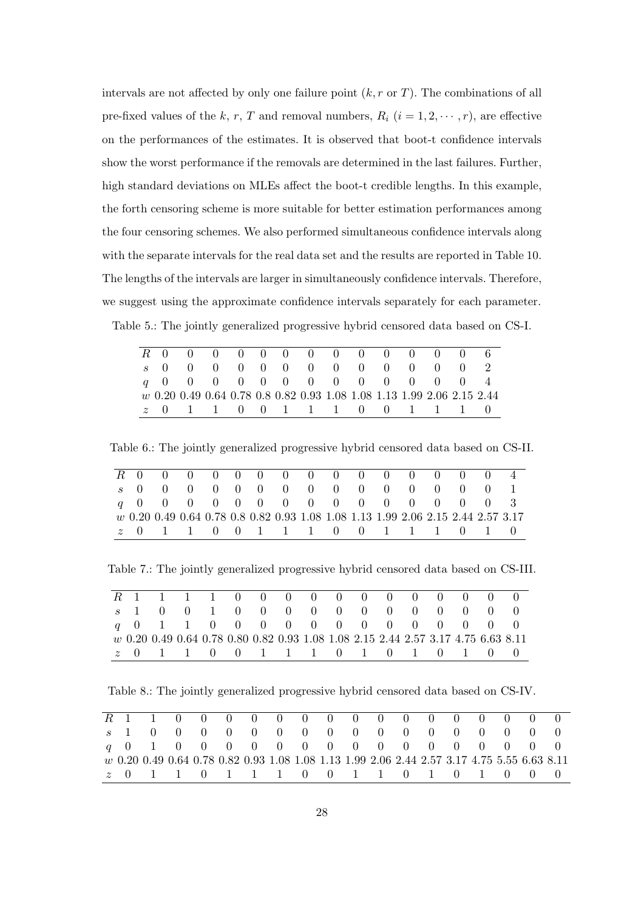intervals are not affected by only one failure point ($k, r$ or $T$). The combinations of all pre-fixed values of the $k$, $r$, $T$ and removal numbers, $R_i$ $(i = 1, 2, \cdots, r)$, are effective on the performances of the estimates. It is observed that boot-t confidence intervals show the worst performance if the removals are determined in the last failures. Further, high standard deviations on MLEs affect the boot-t credible lengths. In this example, the forth censoring scheme is more suitable for better estimation performances among the four censoring schemes. We also performed simultaneous confidence intervals along with the separate intervals for the real data set and the results are reported in Table 10. The lengths of the intervals are larger in simultaneously confidence intervals. Therefore, we suggest using the approximate confidence intervals separately for each parameter.

Table 5.: The jointly generalized progressive hybrid censored data based on CS-I.

| $R$ | 0 | 0 | 0 | 0 | 0 | 0 | 0 | 0 | 0 | 0 | 0 | 0 | 0 | 6 |
|---|---|---|---|---|---|---|---|---|---|---|---|---|---|---|
| $s$ | 0 | 0 | 0 | 0 | 0 | 0 | 0 | 0 | 0 | 0 | 0 | 0 | 0 | 2 |
| $q$ | 0 | 0 | 0 | 0 | 0 | 0 | 0 | 0 | 0 | 0 | 0 | 0 | 0 | 4 |
| $w$ | 0.20 | 0.49 | 0.64 | 0.78 | 0.8 | 0.82 | 0.93 | 1.08 | 1.08 | 1.13 | 1.99 | 2.06 | 2.15 | 2.44 |
| $z$ | 0 | 1 | 1 | 0 | 0 | 1 | 1 | 1 | 0 | 0 | 1 | 1 | 1 | 0 |

Table 6.: The jointly generalized progressive hybrid censored data based on CS-II.

| $R$ | 0 | 0 | 0 | 0 | 0 | 0 | 0 | 0 | 0 | 0 | 0 | 0 | 0 | 0 | 0 | 4 |
|---|---|---|---|---|---|---|---|---|---|---|---|---|---|---|---|---|
| $s$ | 0 | 0 | 0 | 0 | 0 | 0 | 0 | 0 | 0 | 0 | 0 | 0 | 0 | 0 | 0 | 1 |
| $q$ | 0 | 0 | 0 | 0 | 0 | 0 | 0 | 0 | 0 | 0 | 0 | 0 | 0 | 0 | 0 | 3 |
| $w$ | 0.20 | 0.49 | 0.64 | 0.78 | 0.8 | 0.82 | 0.93 | 1.08 | 1.08 | 1.13 | 1.99 | 2.06 | 2.15 | 2.44 | 2.57 | 3.17 |
| $z$ | 0 | 1 | 1 | 0 | 0 | 1 | 1 | 1 | 0 | 0 | 1 | 1 | 1 | 0 | 1 | 0 |

Table 7.: The jointly generalized progressive hybrid censored data based on CS-III.

| $R$ | 1 | 1 | 1 | 1 | 0 | 0 | 0 | 0 | 0 | 0 | 0 | 0 | 0 | 0 | 0 | 0 |
|---|---|---|---|---|---|---|---|---|---|---|---|---|---|---|---|---|
| $s$ | 1 | 0 | 0 | 1 | 0 | 0 | 0 | 0 | 0 | 0 | 0 | 0 | 0 | 0 | 0 | 0 |
| $q$ | 0 | 1 | 1 | 0 | 0 | 0 | 0 | 0 | 0 | 0 | 0 | 0 | 0 | 0 | 0 | 0 |
| $w$ | 0.20 | 0.49 | 0.64 | 0.78 | 0.80 | 0.82 | 0.93 | 1.08 | 1.08 | 2.15 | 2.44 | 2.57 | 3.17 | 4.75 | 6.63 | 8.11 |
| $z$ | 0 | 1 | 1 | 0 | 0 | 1 | 1 | 1 | 0 | 1 | 0 | 1 | 0 | 1 | 0 | 0 |

Table 8.: The jointly generalized progressive hybrid censored data based on CS-IV.

| $R$ | 1 | 1 | 0 | 0 | 0 | 0 | 0 | 0 | 0 | 0 | 0 | 0 | 0 | 0 | 0 | 0 | 0 | 0 |
|---|---|---|---|---|---|---|---|---|---|---|---|---|---|---|---|---|---|---|
| $s$ | 1 | 0 | 0 | 0 | 0 | 0 | 0 | 0 | 0 | 0 | 0 | 0 | 0 | 0 | 0 | 0 | 0 | 0 |
| $q$ | 0 | 1 | 0 | 0 | 0 | 0 | 0 | 0 | 0 | 0 | 0 | 0 | 0 | 0 | 0 | 0 | 0 | 0 |
| $w$ | 0.20 | 0.49 | 0.64 | 0.78 | 0.82 | 0.93 | 1.08 | 1.08 | 1.13 | 1.99 | 2.06 | 2.44 | 2.57 | 3.17 | 4.75 | 5.55 | 6.63 | 8.11 |
| $z$ | 0 | 1 | 1 | 0 | 1 | 1 | 1 | 0 | 0 | 1 | 1 | 0 | 1 | 0 | 1 | 0 | 0 | 0 |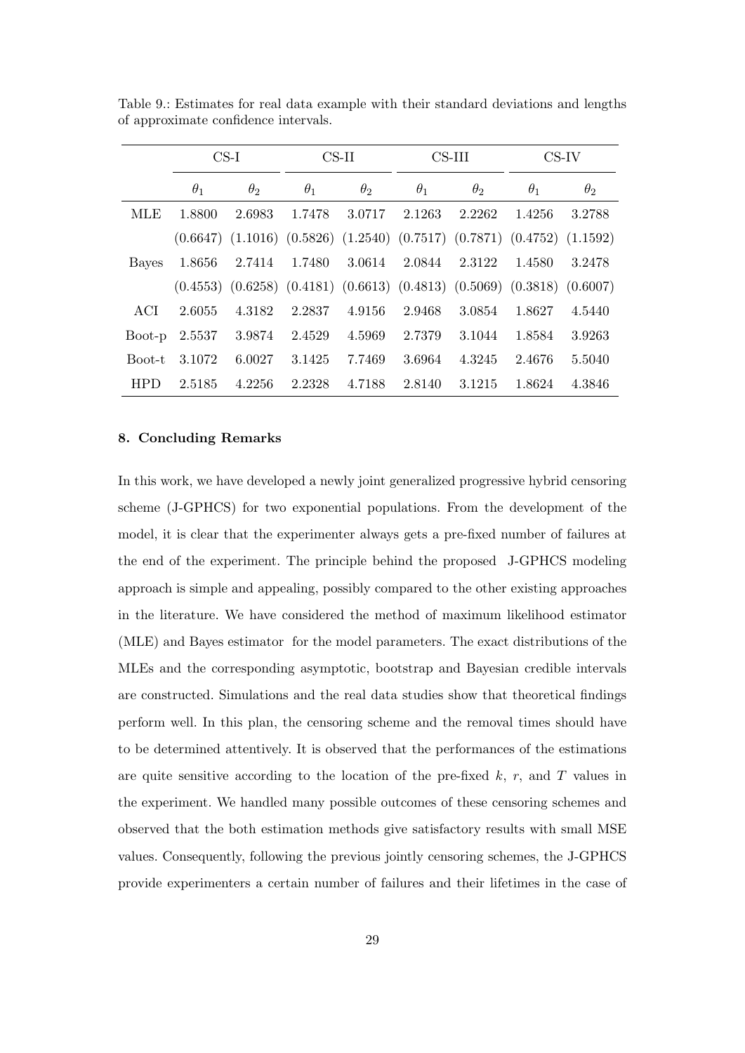Table 9.: Estimates for real data example with their standard deviations and lengths of approximate confidence intervals.

| | CS-I | | CS-II | | CS-III | | CS-IV | |
|---|---|---|---|---|---|---|---|---|
| | $\theta_1$ | $\theta_2$ | $\theta_1$ | $\theta_2$ | $\theta_1$ | $\theta_2$ | $\theta_1$ | $\theta_2$ |
| MLE | 1.8800 | 2.6983 | 1.7478 | 3.0717 | 2.1263 | 2.2262 | 1.4256 | 3.2788 |
| | (0.6647) | (1.1016) | (0.5826) | (1.2540) | (0.7517) | (0.7871) | (0.4752) | (1.1592) |
| Bayes | 1.8656 | 2.7414 | 1.7480 | 3.0614 | 2.0844 | 2.3122 | 1.4580 | 3.2478 |
| | (0.4553) | (0.6258) | (0.4181) | (0.6613) | (0.4813) | (0.5069) | (0.3818) | (0.6007) |
| ACI | 2.6055 | 4.3182 | 2.2837 | 4.9156 | 2.9468 | 3.0854 | 1.8627 | 4.5440 |
| Boot-p | 2.5537 | 3.9874 | 2.4529 | 4.5969 | 2.7379 | 3.1044 | 1.8584 | 3.9263 |
| Boot-t | 3.1072 | 6.0027 | 3.1425 | 7.7469 | 3.6964 | 4.3245 | 2.4676 | 5.5040 |
| HPD | 2.5185 | 4.2256 | 2.2328 | 4.7188 | 2.8140 | 3.1215 | 1.8624 | 4.3846 |

## 8. Concluding Remarks

In this work, we have developed a newly joint generalized progressive hybrid censoring scheme (J-GPHCS) for two exponential populations. From the development of the model, it is clear that the experimenter always gets a pre-fixed number of failures at the end of the experiment. The principle behind the proposed J-GPHCS modeling approach is simple and appealing, possibly compared to the other existing approaches in the literature. We have considered the method of maximum likelihood estimator (MLE) and Bayes estimator for the model parameters. The exact distributions of the MLEs and the corresponding asymptotic, bootstrap and Bayesian credible intervals are constructed. Simulations and the real data studies show that theoretical findings perform well. In this plan, the censoring scheme and the removal times should have to be determined attentively. It is observed that the performances of the estimations are quite sensitive according to the location of the pre-fixed $k$, $r$, and $T$ values in the experiment. We handled many possible outcomes of these censoring schemes and observed that the both estimation methods give satisfactory results with small MSE values. Consequently, following the previous jointly censoring schemes, the J-GPHCS provide experimenters a certain number of failures and their lifetimes in the case of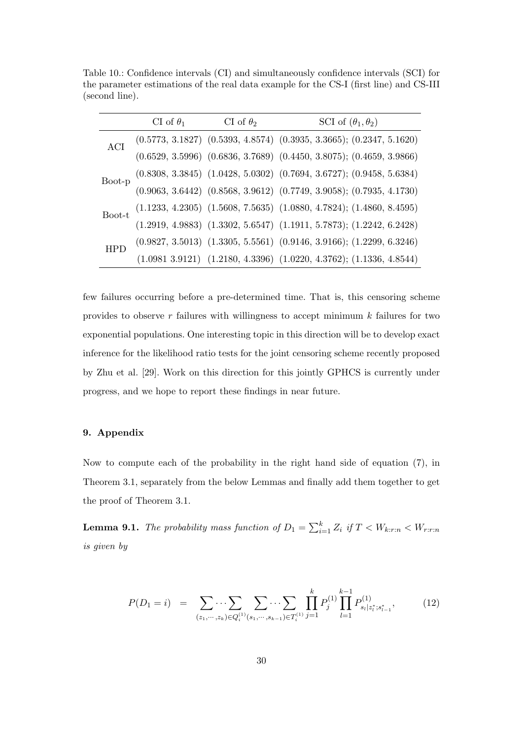Table 10.: Confidence intervals (CI) and simultaneously confidence intervals (SCI) for the parameter estimations of the real data example for the CS-I (first line) and CS-III (second line).

| | CI of $\theta_1$ | CI of $\theta_2$ | SCI of $(\theta_1, \theta_2)$ |
|---|---|---|---|
| ACI | (0.5773, 3.1827) | (0.5393, 4.8574) | (0.3935, 3.3665); (0.2347, 5.1620) |
| | (0.6529, 3.5996) | (0.6836, 3.7689) | (0.4450, 3.8075); (0.4659, 3.9866) |
| Boot-p | (0.8308, 3.3845) | (1.0428, 5.0302) | (0.7694, 3.6727); (0.9458, 5.6384) |
| | (0.9063, 3.6442) | (0.8568, 3.9612) | (0.7749, 3.9058); (0.7935, 4.1730) |
| Boot-t | (1.1233, 4.2305) | (1.5608, 7.5635) | (1.0880, 4.7824); (1.4860, 8.4595) |
| | (1.2919, 4.9883) | (1.3302, 5.6547) | (1.1911, 5.7873); (1.2242, 6.2428) |
| HPD | (0.9827, 3.5013) | (1.3305, 5.5561) | (0.9146, 3.9166); (1.2299, 6.3246) |
| | (1.0981 3.9121) | (1.2180, 4.3396) | (1.0220, 4.3762); (1.1336, 4.8544) |

few failures occurring before a pre-determined time. That is, this censoring scheme provides to observe $r$ failures with willingness to accept minimum $k$ failures for two exponential populations. One interesting topic in this direction will be to develop exact inference for the likelihood ratio tests for the joint censoring scheme recently proposed by Zhu et al. [29]. Work on this direction for this jointly GPHCS is currently under progress, and we hope to report these findings in near future.

## 9. Appendix

Now to compute each of the probability in the right hand side of equation (7), in Theorem 3.1, separately from the below Lemmas and finally add them together to get the proof of Theorem 3.1.

**Lemma 9.1.** *The probability mass function of $D_1 = \sum_{i=1}^{k} Z_i$ if $T < W_{k:r:n} < W_{r:r:n}$ is given by*

$$P(D_1 = i) \quad = \quad \sum_{(z_1,\cdots,z_k)\in Q_i^{(1)}}\!\!\cdots\sum \;\; \sum_{(s_1,\cdots,s_{k-1})\in T_i^{(1)}}\!\!\cdots\sum \; \prod_{j=1}^{k} P_j^{(1)} \prod_{l=1}^{k-1} P^{(1)}_{s_l|z_l^*;s_{l-1}^*}, \tag{12}$$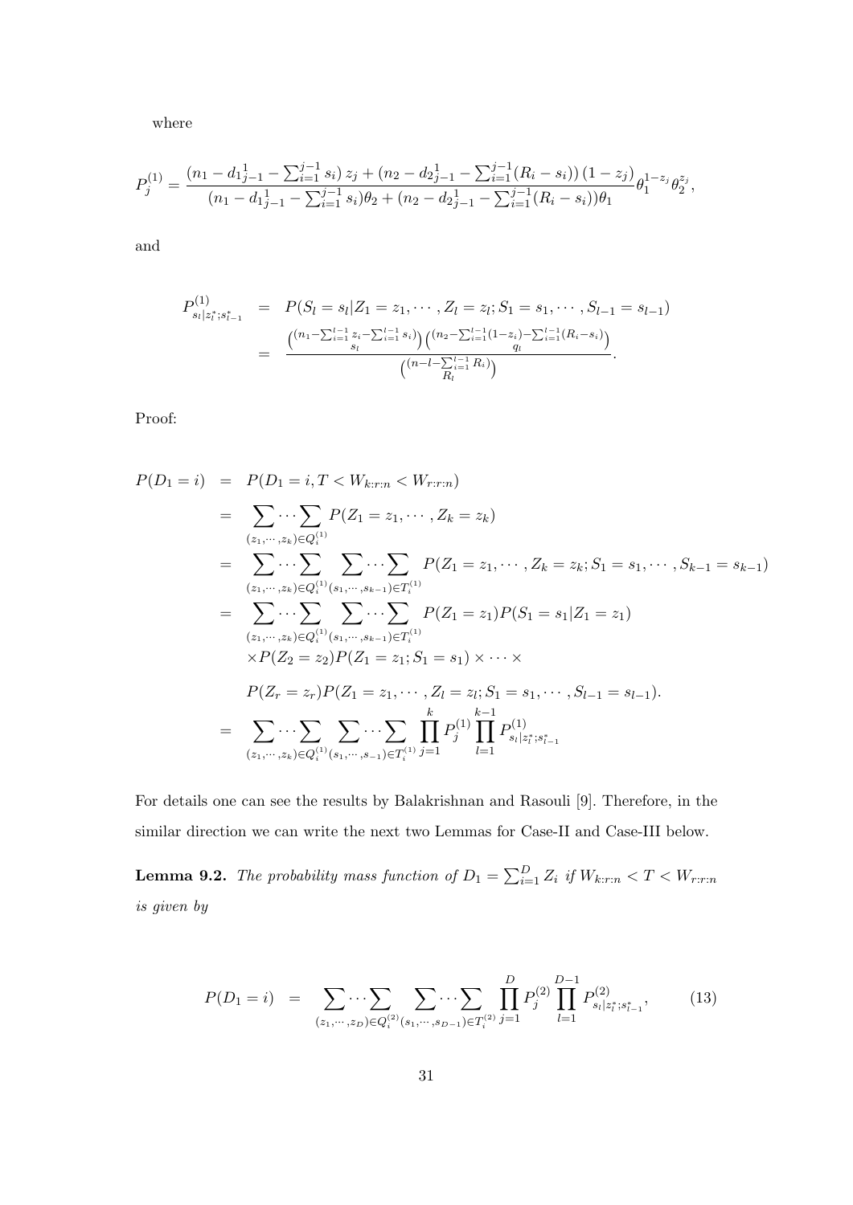where

$$P_j^{(1)} = \frac{\left(n_1 - d_{1_{j-1}}^{1} - \sum_{i=1}^{j-1} s_i\right) z_j + \left(n_2 - d_{2_{j-1}}^{1} - \sum_{i=1}^{j-1}(R_i - s_i)\right)(1 - z_j)}{(n_1 - d_{1_{j-1}}^{1} - \sum_{i=1}^{j-1} s_i)\theta_2 + (n_2 - d_{2_{j-1}}^{1} - \sum_{i=1}^{j-1}(R_i - s_i))\theta_1} \theta_1^{1-z_j} \theta_2^{z_j},$$

and

$$\begin{aligned}
P_{s_l|z_l^*;s_{l-1}^*}^{(1)} &= P(S_l = s_l | Z_1 = z_1, \cdots, Z_l = z_l; S_1 = s_1, \cdots, S_{l-1} = s_{l-1}) \\
&= \frac{\binom{n_1 - \sum_{i=1}^{l-1} z_i - \sum_{i=1}^{l-1} s_i}{s_l} \binom{n_2 - \sum_{i=1}^{l-1}(1 - z_i) - \sum_{i=1}^{l-1}(R_i - s_i)}{q_l}}{\binom{n - l - \sum_{i=1}^{l-1} R_i}{R_l}}.
\end{aligned}$$

Proof:

$$\begin{aligned}
P(D_1 = i) &= P(D_1 = i, T < W_{k:r:n} < W_{r:r:n}) \\
&= \sum \cdots \sum_{(z_1,\cdots,z_k) \in Q_i^{(1)}} P(Z_1 = z_1, \cdots, Z_k = z_k) \\
&= \sum \cdots \sum_{(z_1,\cdots,z_k) \in Q_i^{(1)}} \sum \cdots \sum_{(s_1,\cdots,s_{k-1}) \in T_i^{(1)}} P(Z_1 = z_1, \cdots, Z_k = z_k; S_1 = s_1, \cdots, S_{k-1} = s_{k-1}) \\
&= \sum \cdots \sum_{(z_1,\cdots,z_k) \in Q_i^{(1)}} \sum \cdots \sum_{(s_1,\cdots,s_{k-1}) \in T_i^{(1)}} P(Z_1 = z_1) P(S_1 = s_1 | Z_1 = z_1) \\
&\quad \times P(Z_2 = z_2) P(Z_1 = z_1; S_1 = s_1) \times \cdots \times \\
&\quad P(Z_r = z_r) P(Z_1 = z_1, \cdots, Z_l = z_l; S_1 = s_1, \cdots, S_{l-1} = s_{l-1}). \\
&= \sum \cdots \sum_{(z_1,\cdots,z_k) \in Q_i^{(1)}} \sum \cdots \sum_{(s_1,\cdots,s_{-1}) \in T_i^{(1)}} \prod_{j=1}^{k} P_j^{(1)} \prod_{l=1}^{k-1} P_{s_l|z_l^*;s_{l-1}^*}^{(1)}
\end{aligned}$$

For details one can see the results by Balakrishnan and Rasouli [9]. Therefore, in the similar direction we can write the next two Lemmas for Case-II and Case-III below.

**Lemma 9.2.** *The probability mass function of $D_1 = \sum_{i=1}^{D} Z_i$ if $W_{k:r:n} < T < W_{r:r:n}$ is given by*

$$P(D_1 = i) = \sum \cdots \sum_{(z_1,\cdots,z_D) \in Q_i^{(2)}} \sum \cdots \sum_{(s_1,\cdots,s_{D-1}) \in T_i^{(2)}} \prod_{j=1}^{D} P_j^{(2)} \prod_{l=1}^{D-1} P_{s_l|z_l^*;s_{l-1}^*}^{(2)}, \qquad (13)$$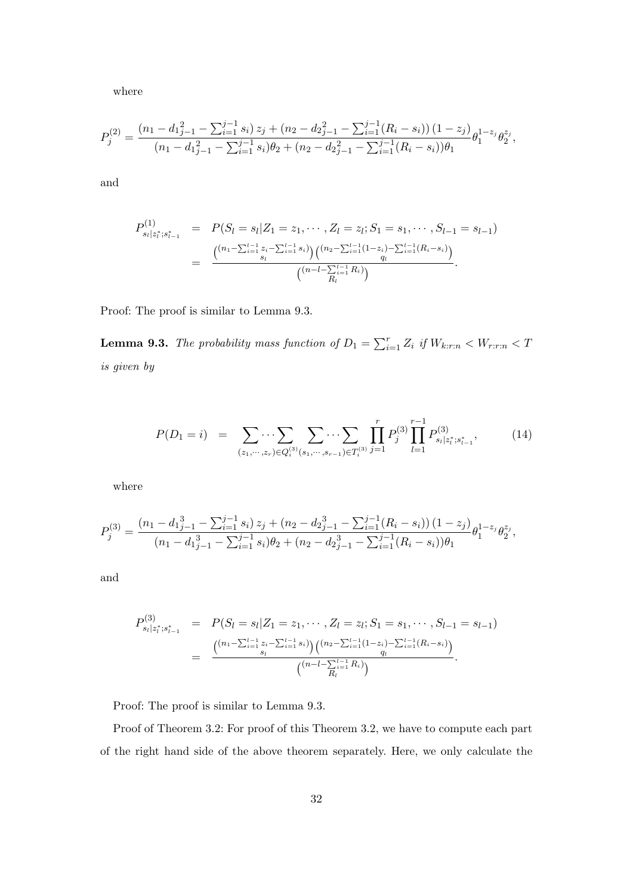where

$$P_j^{(2)} = \frac{(n_1 - d_{1_{j-1}}^2 - \sum_{i=1}^{j-1} s_i)\, z_j + (n_2 - d_{2_{j-1}}^2 - \sum_{i=1}^{j-1}(R_i - s_i))\,(1 - z_j)}{(n_1 - d_{1_{j-1}}^2 - \sum_{i=1}^{j-1} s_i)\theta_2 + (n_2 - d_{2_{j-1}}^2 - \sum_{i=1}^{j-1}(R_i - s_i))\theta_1} \theta_1^{1-z_j} \theta_2^{z_j},$$

and

$$\begin{aligned} P^{(1)}_{s_l|z_l^*;s_{l-1}^*} &= P(S_l = s_l | Z_1 = z_1, \cdots, Z_l = z_l; S_1 = s_1, \cdots, S_{l-1} = s_{l-1}) \\ &= \frac{\binom{n_1 - \sum_{i=1}^{l-1} z_i - \sum_{i=1}^{l-1} s_i}{s_l} \binom{n_2 - \sum_{i=1}^{l-1}(1-z_i) - \sum_{i=1}^{l-1}(R_i - s_i)}{q_l}}{\binom{n - l - \sum_{i=1}^{l-1} R_i}{R_l}}. \end{aligned}$$

Proof: The proof is similar to Lemma 9.3.

**Lemma 9.3.** *The probability mass function of $D_1 = \sum_{i=1}^{r} Z_i$ if $W_{k:r:n} < W_{r:r:n} < T$ is given by*

$$P(D_1 = i) = \sum \cdots \sum_{(z_1,\cdots,z_r) \in Q_i^{(3)}} \sum \cdots \sum_{(s_1,\cdots,s_{r-1}) \in T_i^{(3)}} \prod_{j=1}^{r} P_j^{(3)} \prod_{l=1}^{r-1} P^{(3)}_{s_l|z_l^*;s_{l-1}^*}, \tag{14}$$

where

$$P_j^{(3)} = \frac{(n_1 - d_{1_{j-1}}^3 - \sum_{i=1}^{j-1} s_i)\, z_j + (n_2 - d_{2_{j-1}}^3 - \sum_{i=1}^{j-1}(R_i - s_i))\,(1 - z_j)}{(n_1 - d_{1_{j-1}}^3 - \sum_{i=1}^{j-1} s_i)\theta_2 + (n_2 - d_{2_{j-1}}^3 - \sum_{i=1}^{j-1}(R_i - s_i))\theta_1} \theta_1^{1-z_j} \theta_2^{z_j},$$

and

$$\begin{aligned} P^{(3)}_{s_l|z_l^*;s_{l-1}^*} &= P(S_l = s_l | Z_1 = z_1, \cdots, Z_l = z_l; S_1 = s_1, \cdots, S_{l-1} = s_{l-1}) \\ &= \frac{\binom{n_1 - \sum_{i=1}^{l-1} z_i - \sum_{i=1}^{l-1} s_i}{s_l} \binom{n_2 - \sum_{i=1}^{l-1}(1-z_i) - \sum_{i=1}^{l-1}(R_i - s_i)}{q_l}}{\binom{n - l - \sum_{i=1}^{l-1} R_i}{R_l}}. \end{aligned}$$

Proof: The proof is similar to Lemma 9.3.

Proof of Theorem 3.2: For proof of this Theorem 3.2, we have to compute each part of the right hand side of the above theorem separately. Here, we only calculate the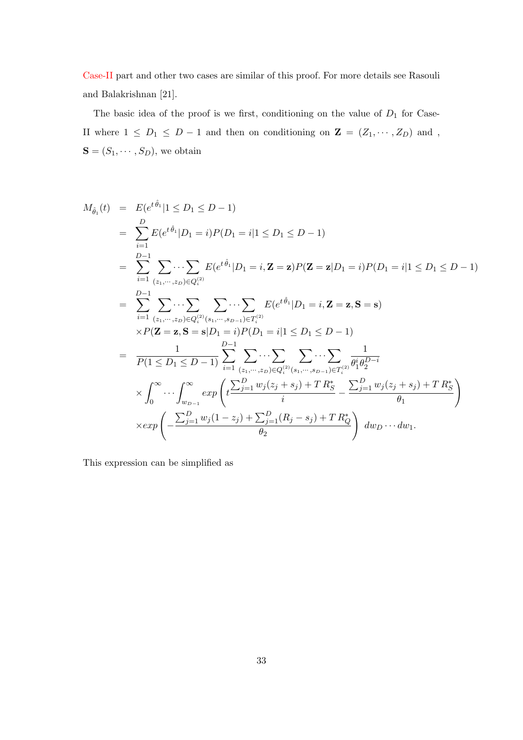Case-II part and other two cases are similar of this proof. For more details see Rasouli and Balakrishnan [21].

The basic idea of the proof is we first, conditioning on the value of $D_1$ for Case-II where $1 \leq D_1 \leq D-1$ and then on conditioning on $\mathbf{Z} = (Z_1, \cdots, Z_D)$ and , $\mathbf{S} = (S_1, \cdots, S_D)$, we obtain

$$
\begin{aligned}
M_{\hat{\theta}_1}(t) &= E(e^{t\,\hat{\theta}_1} | 1 \leq D_1 \leq D-1) \\
&= \sum_{i=1}^{D} E(e^{t\,\hat{\theta}_1} | D_1 = i) P(D_1 = i | 1 \leq D_1 \leq D-1) \\
&= \sum_{i=1}^{D-1} \sum \cdots \sum_{(z_1,\cdots,z_D)\in Q_i^{(2)}} E(e^{t\,\hat{\theta}_1} | D_1 = i, \mathbf{Z} = \mathbf{z}) P(\mathbf{Z} = \mathbf{z} | D_1 = i) P(D_1 = i | 1 \leq D_1 \leq D-1) \\
&= \sum_{i=1}^{D-1} \sum \cdots \sum_{(z_1,\cdots,z_D)\in Q_i^{(2)}} \sum \cdots \sum_{(s_1,\cdots,s_{D-1})\in T_i^{(2)}} E(e^{t\,\hat{\theta}_1} | D_1 = i, \mathbf{Z} = \mathbf{z}, \mathbf{S} = \mathbf{s}) \\
&\quad \times P(\mathbf{Z} = \mathbf{z}, \mathbf{S} = \mathbf{s} | D_1 = i) P(D_1 = i | 1 \leq D_1 \leq D-1) \\
&= \frac{1}{P(1 \leq D_1 \leq D-1)} \sum_{i=1}^{D-1} \sum \cdots \sum_{(z_1,\cdots,z_D)\in Q_i^{(2)}} \sum \cdots \sum_{(s_1,\cdots,s_{D-1})\in T_i^{(2)}} \frac{1}{\theta_1^i \theta_2^{D-i}} \\
&\quad \times \int_0^\infty \cdots \int_{w_{D-1}}^\infty exp\left( t \frac{\sum_{j=1}^{D} w_j (z_j + s_j) + T\, R_S^*}{i} - \frac{\sum_{j=1}^{D} w_j (z_j + s_j) + T\, R_S^*}{\theta_1} \right) \\
&\quad \times exp\left( - \frac{\sum_{j=1}^{D} w_j (1 - z_j) + \sum_{j=1}^{D} (R_j - s_j) + T\, R_Q^*}{\theta_2} \right) \, dw_D \cdots dw_1.
\end{aligned}
$$

This expression can be simplified as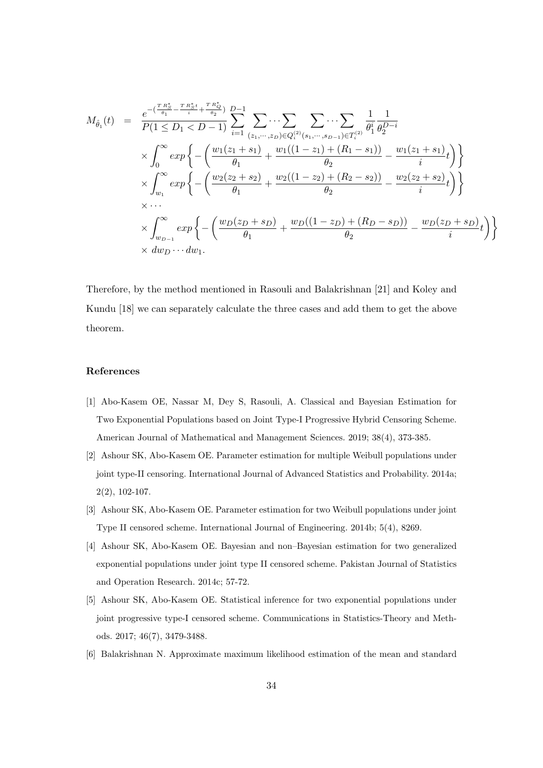$$
\begin{aligned}
M_{\hat{\theta}_1}(t) &= \frac{e^{-(\frac{T R_S^*}{\theta_1} - \frac{T R_S^* t}{i} + \frac{T R_Q^*}{\theta_2})}}{P(1 \le D_1 < D-1)} \sum_{i=1}^{D-1} \sum_{(z_1,\cdots,z_D)\in Q_i^{(2)}} \cdots \sum \sum_{(s_1,\cdots,s_{D-1})\in T_i^{(2)}} \cdots \sum \frac{1}{\theta_1^i} \frac{1}{\theta_2^{D-i}} \\
&\times \int_0^\infty exp\left\{ -\left( \frac{w_1(z_1+s_1)}{\theta_1} + \frac{w_1((1-z_1)+(R_1-s_1))}{\theta_2} - \frac{w_1(z_1+s_1)}{i} t \right) \right\} \\
&\times \int_{w_1}^\infty exp\left\{ -\left( \frac{w_2(z_2+s_2)}{\theta_1} + \frac{w_2((1-z_2)+(R_2-s_2))}{\theta_2} - \frac{w_2(z_2+s_2)}{i} t \right) \right\} \\
&\times \cdots \\
&\times \int_{w_{D-1}}^\infty exp\left\{ -\left( \frac{w_D(z_D+s_D)}{\theta_1} + \frac{w_D((1-z_D)+(R_D-s_D))}{\theta_2} - \frac{w_D(z_D+s_D)}{i} t \right) \right\} \\
&\times \, dw_D \cdots dw_1.
\end{aligned}
$$

Therefore, by the method mentioned in Rasouli and Balakrishnan [21] and Koley and Kundu [18] we can separately calculate the three cases and add them to get the above theorem.

## References

[1] Abo-Kasem OE, Nassar M, Dey S, Rasouli, A. Classical and Bayesian Estimation for Two Exponential Populations based on Joint Type-I Progressive Hybrid Censoring Scheme. American Journal of Mathematical and Management Sciences. 2019; 38(4), 373-385.

[2] Ashour SK, Abo-Kasem OE. Parameter estimation for multiple Weibull populations under joint type-II censoring. International Journal of Advanced Statistics and Probability. 2014a; 2(2), 102-107.

[3] Ashour SK, Abo-Kasem OE. Parameter estimation for two Weibull populations under joint Type II censored scheme. International Journal of Engineering. 2014b; 5(4), 8269.

[4] Ashour SK, Abo-Kasem OE. Bayesian and non–Bayesian estimation for two generalized exponential populations under joint type II censored scheme. Pakistan Journal of Statistics and Operation Research. 2014c; 57-72.

[5] Ashour SK, Abo-Kasem OE. Statistical inference for two exponential populations under joint progressive type-I censored scheme. Communications in Statistics-Theory and Methods. 2017; 46(7), 3479-3488.

[6] Balakrishnan N. Approximate maximum likelihood estimation of the mean and standard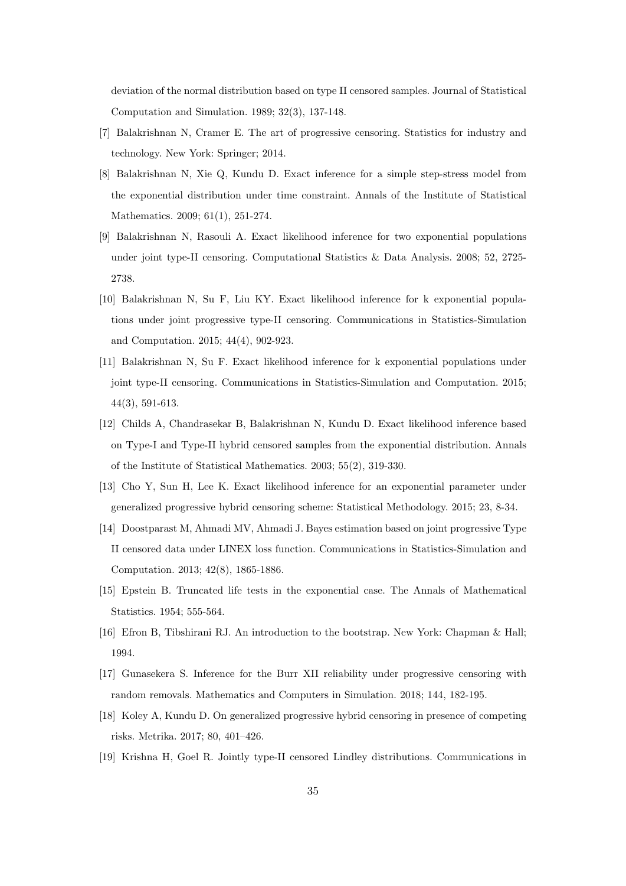deviation of the normal distribution based on type II censored samples. Journal of Statistical Computation and Simulation. 1989; 32(3), 137-148.

[7] Balakrishnan N, Cramer E. The art of progressive censoring. Statistics for industry and technology. New York: Springer; 2014.

[8] Balakrishnan N, Xie Q, Kundu D. Exact inference for a simple step-stress model from the exponential distribution under time constraint. Annals of the Institute of Statistical Mathematics. 2009; 61(1), 251-274.

[9] Balakrishnan N, Rasouli A. Exact likelihood inference for two exponential populations under joint type-II censoring. Computational Statistics & Data Analysis. 2008; 52, 2725-2738.

[10] Balakrishnan N, Su F, Liu KY. Exact likelihood inference for k exponential populations under joint progressive type-II censoring. Communications in Statistics-Simulation and Computation. 2015; 44(4), 902-923.

[11] Balakrishnan N, Su F. Exact likelihood inference for k exponential populations under joint type-II censoring. Communications in Statistics-Simulation and Computation. 2015; 44(3), 591-613.

[12] Childs A, Chandrasekar B, Balakrishnan N, Kundu D. Exact likelihood inference based on Type-I and Type-II hybrid censored samples from the exponential distribution. Annals of the Institute of Statistical Mathematics. 2003; 55(2), 319-330.

[13] Cho Y, Sun H, Lee K. Exact likelihood inference for an exponential parameter under generalized progressive hybrid censoring scheme: Statistical Methodology. 2015; 23, 8-34.

[14] Doostparast M, Ahmadi MV, Ahmadi J. Bayes estimation based on joint progressive Type II censored data under LINEX loss function. Communications in Statistics-Simulation and Computation. 2013; 42(8), 1865-1886.

[15] Epstein B. Truncated life tests in the exponential case. The Annals of Mathematical Statistics. 1954; 555-564.

[16] Efron B, Tibshirani RJ. An introduction to the bootstrap. New York: Chapman & Hall; 1994.

[17] Gunasekera S. Inference for the Burr XII reliability under progressive censoring with random removals. Mathematics and Computers in Simulation. 2018; 144, 182-195.

[18] Koley A, Kundu D. On generalized progressive hybrid censoring in presence of competing risks. Metrika. 2017; 80, 401–426.

[19] Krishna H, Goel R. Jointly type-II censored Lindley distributions. Communications in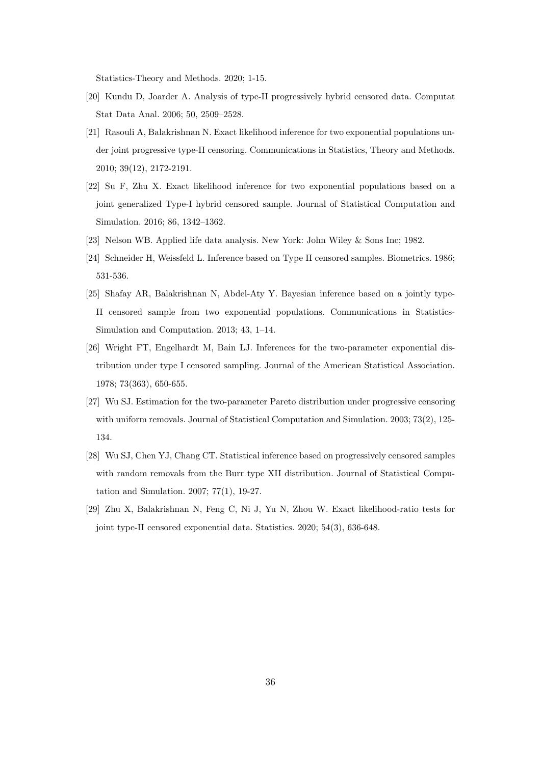Statistics-Theory and Methods. 2020; 1-15.

[20] Kundu D, Joarder A. Analysis of type-II progressively hybrid censored data. Computat Stat Data Anal. 2006; 50, 2509–2528.

[21] Rasouli A, Balakrishnan N. Exact likelihood inference for two exponential populations under joint progressive type-II censoring. Communications in Statistics, Theory and Methods. 2010; 39(12), 2172-2191.

[22] Su F, Zhu X. Exact likelihood inference for two exponential populations based on a joint generalized Type-I hybrid censored sample. Journal of Statistical Computation and Simulation. 2016; 86, 1342–1362.

[23] Nelson WB. Applied life data analysis. New York: John Wiley & Sons Inc; 1982.

[24] Schneider H, Weissfeld L. Inference based on Type II censored samples. Biometrics. 1986; 531-536.

[25] Shafay AR, Balakrishnan N, Abdel-Aty Y. Bayesian inference based on a jointly type-II censored sample from two exponential populations. Communications in Statistics-Simulation and Computation. 2013; 43, 1–14.

[26] Wright FT, Engelhardt M, Bain LJ. Inferences for the two-parameter exponential distribution under type I censored sampling. Journal of the American Statistical Association. 1978; 73(363), 650-655.

[27] Wu SJ. Estimation for the two-parameter Pareto distribution under progressive censoring with uniform removals. Journal of Statistical Computation and Simulation. 2003; 73(2), 125-134.

[28] Wu SJ, Chen YJ, Chang CT. Statistical inference based on progressively censored samples with random removals from the Burr type XII distribution. Journal of Statistical Computation and Simulation. 2007; 77(1), 19-27.

[29] Zhu X, Balakrishnan N, Feng C, Ni J, Yu N, Zhou W. Exact likelihood-ratio tests for joint type-II censored exponential data. Statistics. 2020; 54(3), 636-648.